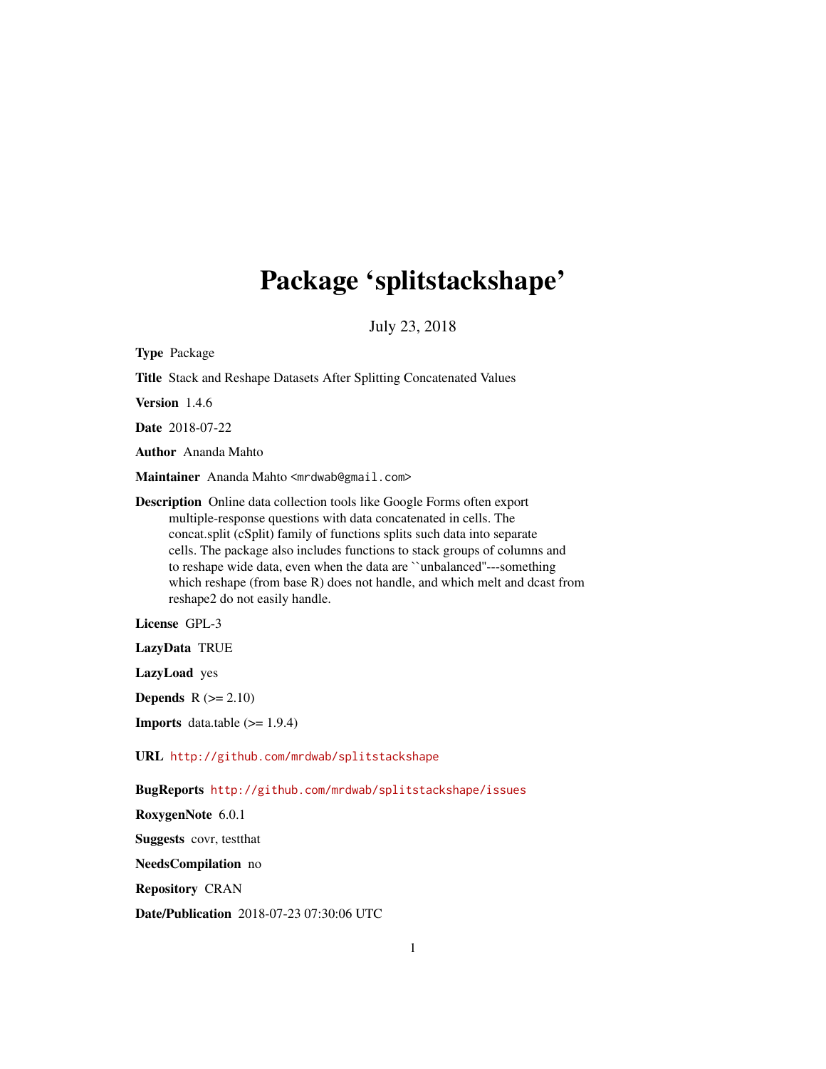# Package 'splitstackshape'

July 23, 2018

**Type** Package

**Title** Stack and Reshape Datasets After Splitting Concatenated Values

**Version** 1.4.6

**Date** 2018-07-22

**Author** Ananda Mahto

**Maintainer** Ananda Mahto <mrdwab@gmail.com>

**Description** Online data collection tools like Google Forms often export multiple-response questions with data concatenated in cells. The concat.split (cSplit) family of functions splits such data into separate cells. The package also includes functions to stack groups of columns and to reshape wide data, even when the data are ``unbalanced''---something which reshape (from base R) does not handle, and which melt and dcast from reshape2 do not easily handle.

**License** GPL-3

**LazyData** TRUE

**LazyLoad** yes

**Depends** R (>= 2.10)

**Imports** data.table (>= 1.9.4)

**URL** http://github.com/mrdwab/splitstackshape

**BugReports** http://github.com/mrdwab/splitstackshape/issues

**RoxygenNote** 6.0.1

**Suggests** covr, testthat

**NeedsCompilation** no

**Repository** CRAN

**Date/Publication** 2018-07-23 07:30:06 UTC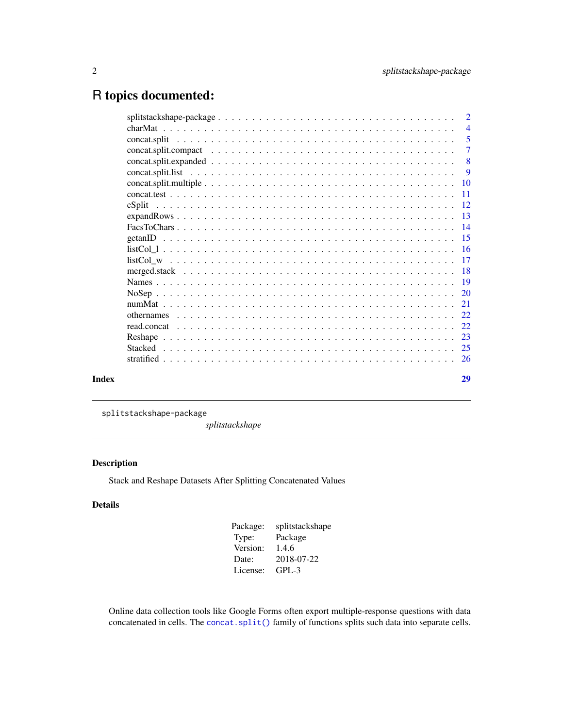# R topics documented:

| | |
|---|---|
| splitstackshape-package | 2 |
| charMat | 4 |
| concat.split | 5 |
| concat.split.compact | 7 |
| concat.split.expanded | 8 |
| concat.split.list | 9 |
| concat.split.multiple | 10 |
| concat.test | 11 |
| cSplit | 12 |
| expandRows | 13 |
| FacsToChars | 14 |
| getanID | 15 |
| listCol_l | 16 |
| listCol_w | 17 |
| merged.stack | 18 |
| Names | 19 |
| NoSep | 20 |
| numMat | 21 |
| othernames | 22 |
| read.concat | 22 |
| Reshape | 23 |
| Stacked | 25 |
| stratified | 26 |
| **Index** | **29** |

---

splitstackshape-package &nbsp;&nbsp;&nbsp;&nbsp; *splitstackshape*

---

## Description

Stack and Reshape Datasets After Splitting Concatenated Values

## Details

| | |
|---|---|
| Package: | splitstackshape |
| Type: | Package |
| Version: | 1.4.6 |
| Date: | 2018-07-22 |
| License: | GPL-3 |

Online data collection tools like Google Forms often export multiple-response questions with data concatenated in cells. The `concat.split()` family of functions splits such data into separate cells.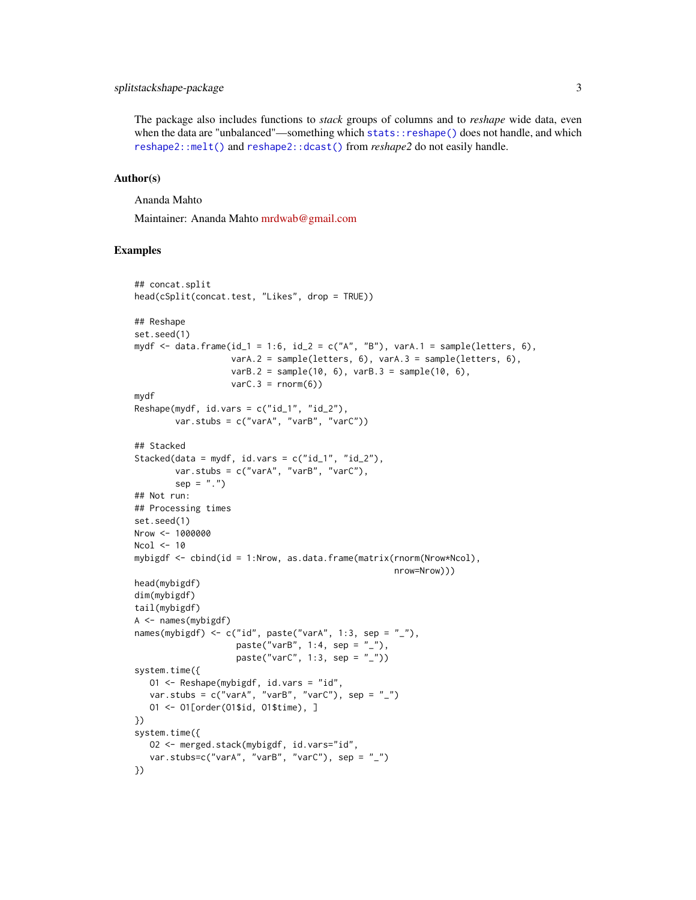The package also includes functions to *stack* groups of columns and to *reshape* wide data, even when the data are "unbalanced"—something which `stats::reshape()` does not handle, and which `reshape2::melt()` and `reshape2::dcast()` from *reshape2* do not easily handle.

## Author(s)

Ananda Mahto

Maintainer: Ananda Mahto mrdwab@gmail.com

## Examples

```
## concat.split
head(cSplit(concat.test, "Likes", drop = TRUE))

## Reshape
set.seed(1)
mydf <- data.frame(id_1 = 1:6, id_2 = c("A", "B"), varA.1 = sample(letters, 6),
                   varA.2 = sample(letters, 6), varA.3 = sample(letters, 6),
                   varB.2 = sample(10, 6), varB.3 = sample(10, 6),
                   varC.3 = rnorm(6))
mydf
Reshape(mydf, id.vars = c("id_1", "id_2"),
        var.stubs = c("varA", "varB", "varC"))

## Stacked
Stacked(data = mydf, id.vars = c("id_1", "id_2"),
        var.stubs = c("varA", "varB", "varC"),
        sep = ".")
## Not run:
## Processing times
set.seed(1)
Nrow <- 1000000
Ncol <- 10
mybigdf <- cbind(id = 1:Nrow, as.data.frame(matrix(rnorm(Nrow*Ncol),
                                                   nrow=Nrow)))
head(mybigdf)
dim(mybigdf)
tail(mybigdf)
A <- names(mybigdf)
names(mybigdf) <- c("id", paste("varA", 1:3, sep = "_"),
                    paste("varB", 1:4, sep = "_"),
                    paste("varC", 1:3, sep = "_"))
system.time({
   O1 <- Reshape(mybigdf, id.vars = "id",
   var.stubs = c("varA", "varB", "varC"), sep = "_")
   O1 <- O1[order(O1$id, O1$time), ]
})
system.time({
   O2 <- merged.stack(mybigdf, id.vars="id",
   var.stubs=c("varA", "varB", "varC"), sep = "_")
})
```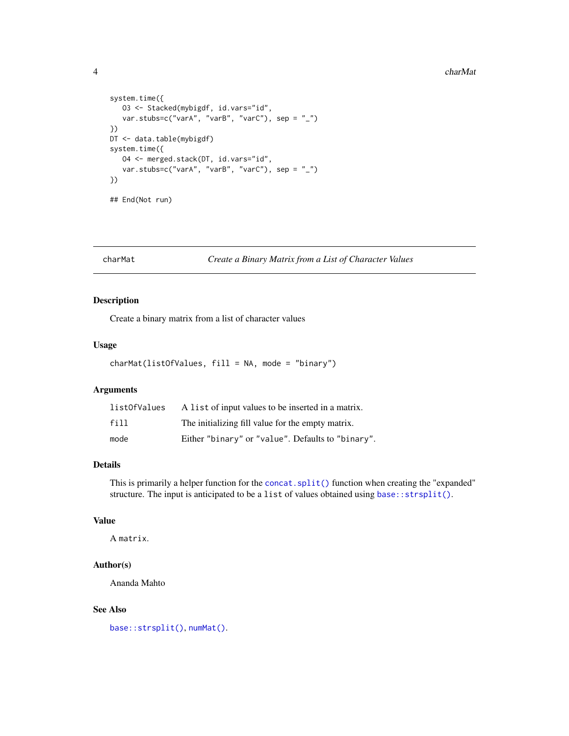```
system.time({
   O3 <- Stacked(mybigdf, id.vars="id",
   var.stubs=c("varA", "varB", "varC"), sep = "_")
})
DT <- data.table(mybigdf)
system.time({
   O4 <- merged.stack(DT, id.vars="id",
   var.stubs=c("varA", "varB", "varC"), sep = "_")
})

## End(Not run)
```

---

## charMat — *Create a Binary Matrix from a List of Character Values*

### Description

Create a binary matrix from a list of character values

### Usage

```
charMat(listOfValues, fill = NA, mode = "binary")
```

### Arguments

| | |
|---|---|
| `listOfValues` | A `list` of input values to be inserted in a matrix. |
| `fill` | The initializing fill value for the empty matrix. |
| `mode` | Either `"binary"` or `"value"`. Defaults to `"binary"`. |

### Details

This is primarily a helper function for the `concat.split()` function when creating the "expanded" structure. The input is anticipated to be a `list` of values obtained using `base::strsplit()`.

### Value

A `matrix`.

### Author(s)

Ananda Mahto

### See Also

`base::strsplit()`, `numMat()`.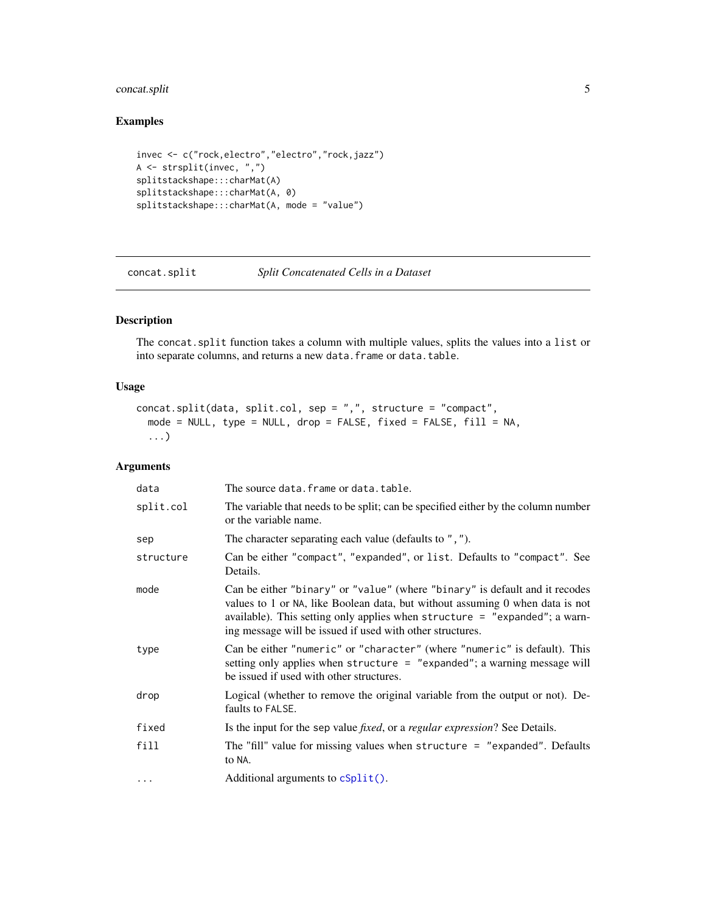### Examples

```
invec <- c("rock,electro","electro","rock,jazz")
A <- strsplit(invec, ",")
splitstackshape:::charMat(A)
splitstackshape:::charMat(A, 0)
splitstackshape:::charMat(A, mode = "value")
```

## concat.split — *Split Concatenated Cells in a Dataset*

### Description

The `concat.split` function takes a column with multiple values, splits the values into a `list` or into separate columns, and returns a new `data.frame` or `data.table`.

### Usage

```
concat.split(data, split.col, sep = ",", structure = "compact",
  mode = NULL, type = NULL, drop = FALSE, fixed = FALSE, fill = NA,
  ...)
```

### Arguments

| Argument | Description |
|---|---|
| `data` | The source `data.frame` or `data.table`. |
| `split.col` | The variable that needs to be split; can be specified either by the column number or the variable name. |
| `sep` | The character separating each value (defaults to `","`). |
| `structure` | Can be either `"compact"`, `"expanded"`, or `list`. Defaults to `"compact"`. See Details. |
| `mode` | Can be either `"binary"` or `"value"` (where `"binary"` is default and it recodes values to 1 or `NA`, like Boolean data, but without assuming 0 when data is not available). This setting only applies when `structure = "expanded"`; a warning message will be issued if used with other structures. |
| `type` | Can be either `"numeric"` or `"character"` (where `"numeric"` is default). This setting only applies when `structure = "expanded"`; a warning message will be issued if used with other structures. |
| `drop` | Logical (whether to remove the original variable from the output or not). Defaults to `FALSE`. |
| `fixed` | Is the input for the `sep` value *fixed*, or a *regular expression*? See Details. |
| `fill` | The "fill" value for missing values when `structure = "expanded"`. Defaults to `NA`. |
| `...` | Additional arguments to `cSplit()`. |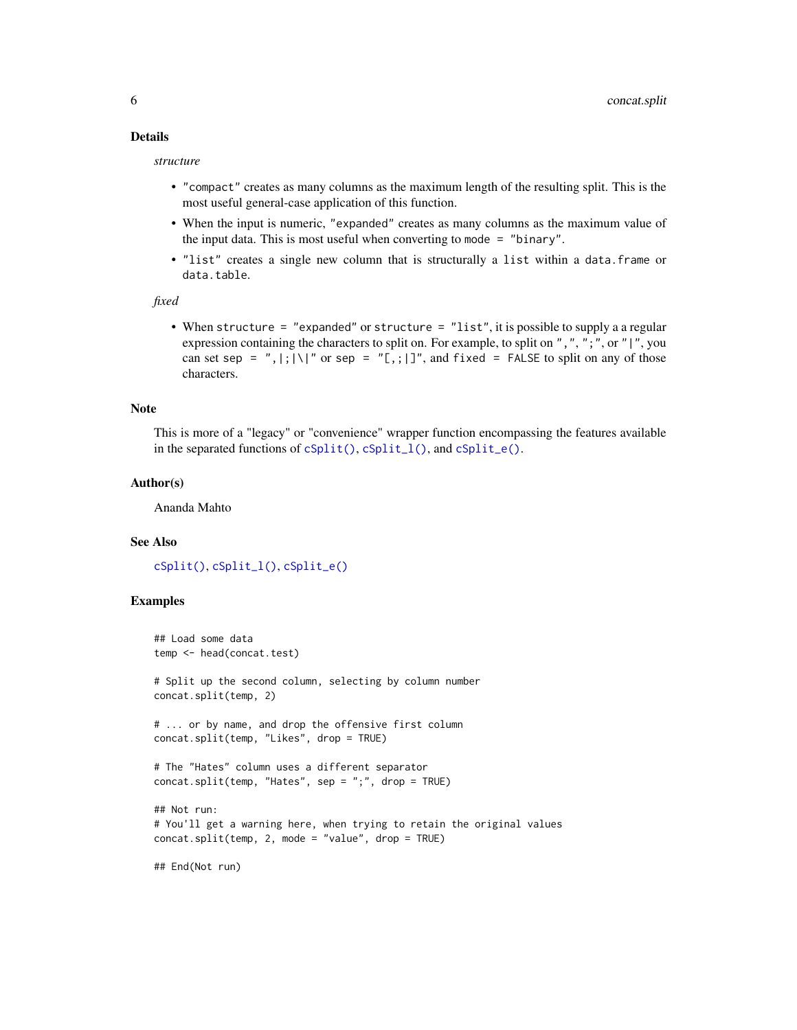## Details

*structure*

- `"compact"` creates as many columns as the maximum length of the resulting split. This is the most useful general-case application of this function.
- When the input is numeric, `"expanded"` creates as many columns as the maximum value of the input data. This is most useful when converting to `mode = "binary"`.
- `"list"` creates a single new column that is structurally a `list` within a `data.frame` or `data.table`.

*fixed*

- When `structure = "expanded"` or `structure = "list"`, it is possible to supply a a regular expression containing the characters to split on. For example, to split on `","`, `";"`, or `"|"`, you can set `sep = ",|;|\|"` or `sep = "[,;|]"`, and `fixed = FALSE` to split on any of those characters.

## Note

This is more of a "legacy" or "convenience" wrapper function encompassing the features available in the separated functions of `cSplit()`, `cSplit_l()`, and `cSplit_e()`.

## Author(s)

Ananda Mahto

## See Also

`cSplit()`, `cSplit_l()`, `cSplit_e()`

## Examples

```
## Load some data
temp <- head(concat.test)

# Split up the second column, selecting by column number
concat.split(temp, 2)

# ... or by name, and drop the offensive first column
concat.split(temp, "Likes", drop = TRUE)

# The "Hates" column uses a different separator
concat.split(temp, "Hates", sep = ";", drop = TRUE)

## Not run:
# You'll get a warning here, when trying to retain the original values
concat.split(temp, 2, mode = "value", drop = TRUE)

## End(Not run)
```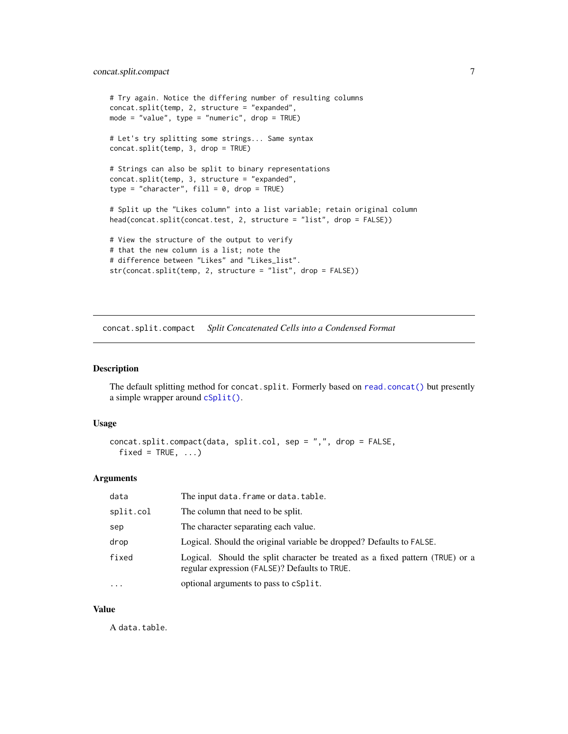```
# Try again. Notice the differing number of resulting columns
concat.split(temp, 2, structure = "expanded",
mode = "value", type = "numeric", drop = TRUE)

# Let's try splitting some strings... Same syntax
concat.split(temp, 3, drop = TRUE)

# Strings can also be split to binary representations
concat.split(temp, 3, structure = "expanded",
type = "character", fill = 0, drop = TRUE)

# Split up the "Likes column" into a list variable; retain original column
head(concat.split(concat.test, 2, structure = "list", drop = FALSE))

# View the structure of the output to verify
# that the new column is a list; note the
# difference between "Likes" and "Likes_list".
str(concat.split(temp, 2, structure = "list", drop = FALSE))
```

---

## concat.split.compact &nbsp;&nbsp; *Split Concatenated Cells into a Condensed Format*

---

### Description

The default splitting method for `concat.split`. Formerly based on `read.concat()` but presently a simple wrapper around `cSplit()`.

### Usage

```
concat.split.compact(data, split.col, sep = ",", drop = FALSE,
  fixed = TRUE, ...)
```

### Arguments

| | |
|---|---|
| `data` | The input `data.frame` or `data.table`. |
| `split.col` | The column that need to be split. |
| `sep` | The character separating each value. |
| `drop` | Logical. Should the original variable be dropped? Defaults to `FALSE`. |
| `fixed` | Logical. Should the split character be treated as a fixed pattern (`TRUE`) or a regular expression (`FALSE`)? Defaults to `TRUE`. |
| `...` | optional arguments to pass to `cSplit`. |

### Value

A `data.table`.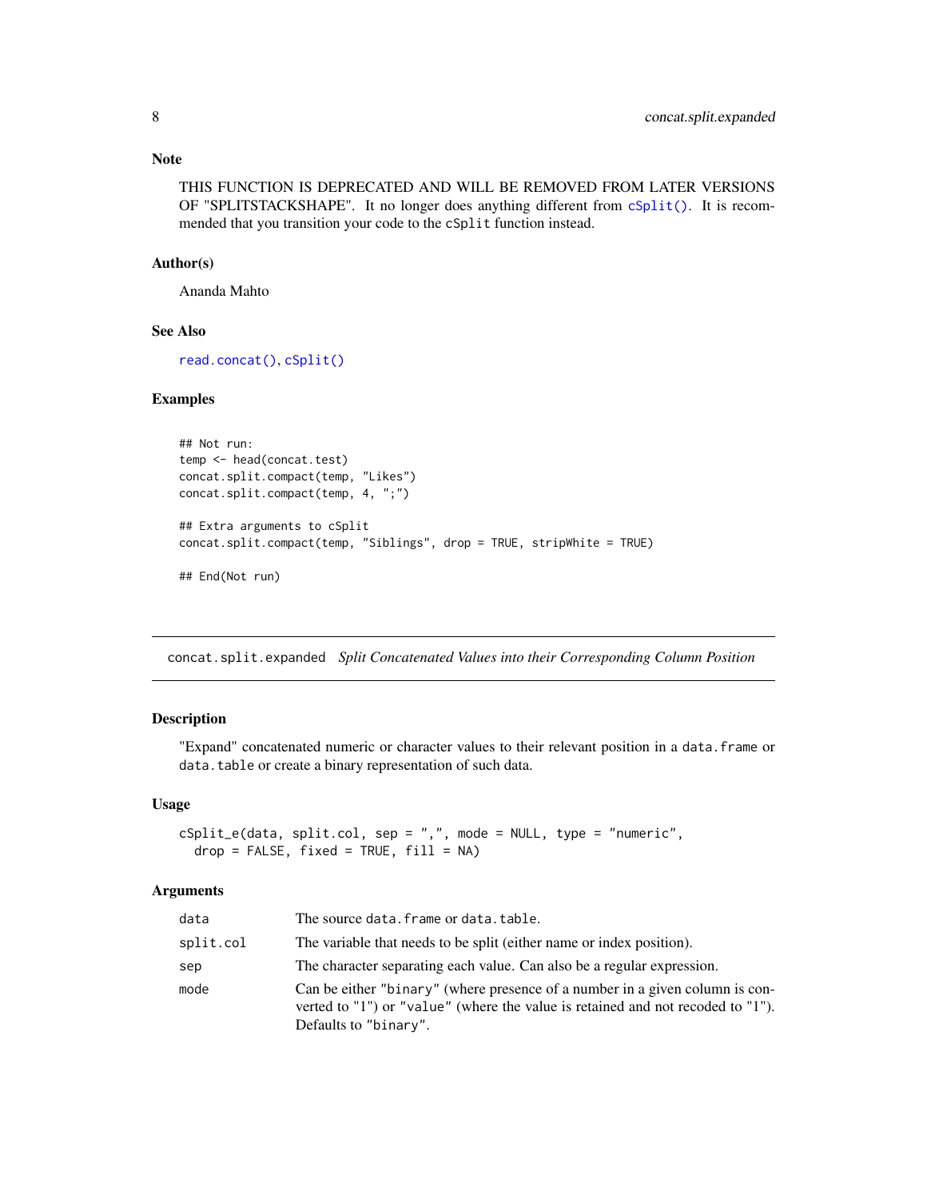### Note

THIS FUNCTION IS DEPRECATED AND WILL BE REMOVED FROM LATER VERSIONS OF "SPLITSTACKSHAPE". It no longer does anything different from cSplit(). It is recommended that you transition your code to the cSplit function instead.

### Author(s)

Ananda Mahto

### See Also

read.concat(), cSplit()

### Examples

```
## Not run:
temp <- head(concat.test)
concat.split.compact(temp, "Likes")
concat.split.compact(temp, 4, ";")

## Extra arguments to cSplit
concat.split.compact(temp, "Siblings", drop = TRUE, stripWhite = TRUE)

## End(Not run)
```

---

## concat.split.expanded *Split Concatenated Values into their Corresponding Column Position*

### Description

"Expand" concatenated numeric or character values to their relevant position in a data.frame or data.table or create a binary representation of such data.

### Usage

```
cSplit_e(data, split.col, sep = ",", mode = NULL, type = "numeric",
  drop = FALSE, fixed = TRUE, fill = NA)
```

### Arguments

| | |
|---|---|
| data | The source data.frame or data.table. |
| split.col | The variable that needs to be split (either name or index position). |
| sep | The character separating each value. Can also be a regular expression. |
| mode | Can be either "binary" (where presence of a number in a given column is converted to "1") or "value" (where the value is retained and not recoded to "1"). Defaults to "binary". |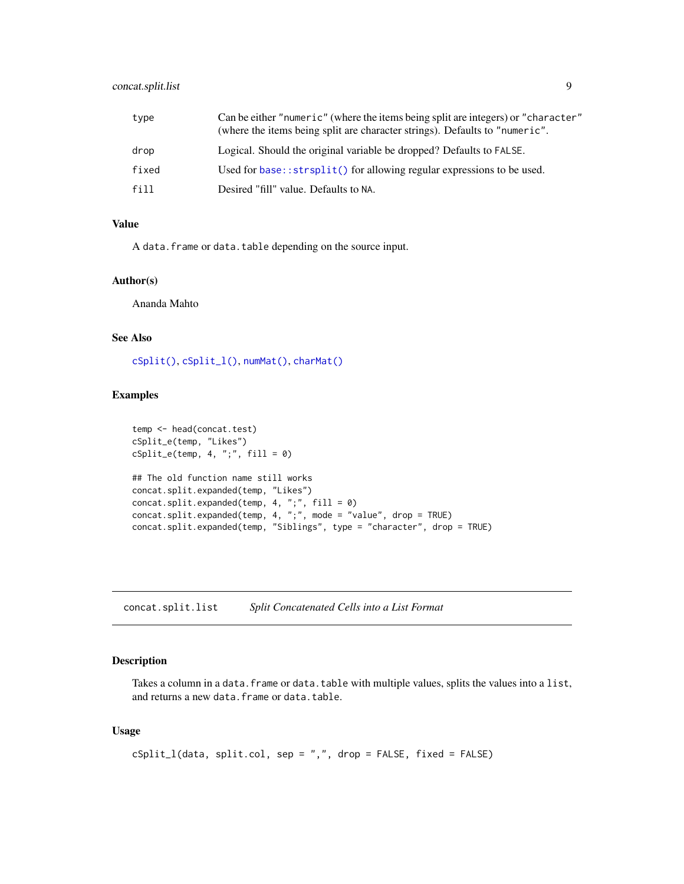| | |
|---|---|
| type | Can be either "numeric" (where the items being split are integers) or "character" (where the items being split are character strings). Defaults to "numeric". |
| drop | Logical. Should the original variable be dropped? Defaults to FALSE. |
| fixed | Used for base::strsplit() for allowing regular expressions to be used. |
| fill | Desired "fill" value. Defaults to NA. |

### Value

A data.frame or data.table depending on the source input.

### Author(s)

Ananda Mahto

### See Also

cSplit(), cSplit_l(), numMat(), charMat()

### Examples

```
temp <- head(concat.test)
cSplit_e(temp, "Likes")
cSplit_e(temp, 4, ";", fill = 0)

## The old function name still works
concat.split.expanded(temp, "Likes")
concat.split.expanded(temp, 4, ";", fill = 0)
concat.split.expanded(temp, 4, ";", mode = "value", drop = TRUE)
concat.split.expanded(temp, "Siblings", type = "character", drop = TRUE)
```

## concat.split.list    *Split Concatenated Cells into a List Format*

### Description

Takes a column in a data.frame or data.table with multiple values, splits the values into a list, and returns a new data.frame or data.table.

### Usage

```
cSplit_l(data, split.col, sep = ",", drop = FALSE, fixed = FALSE)
```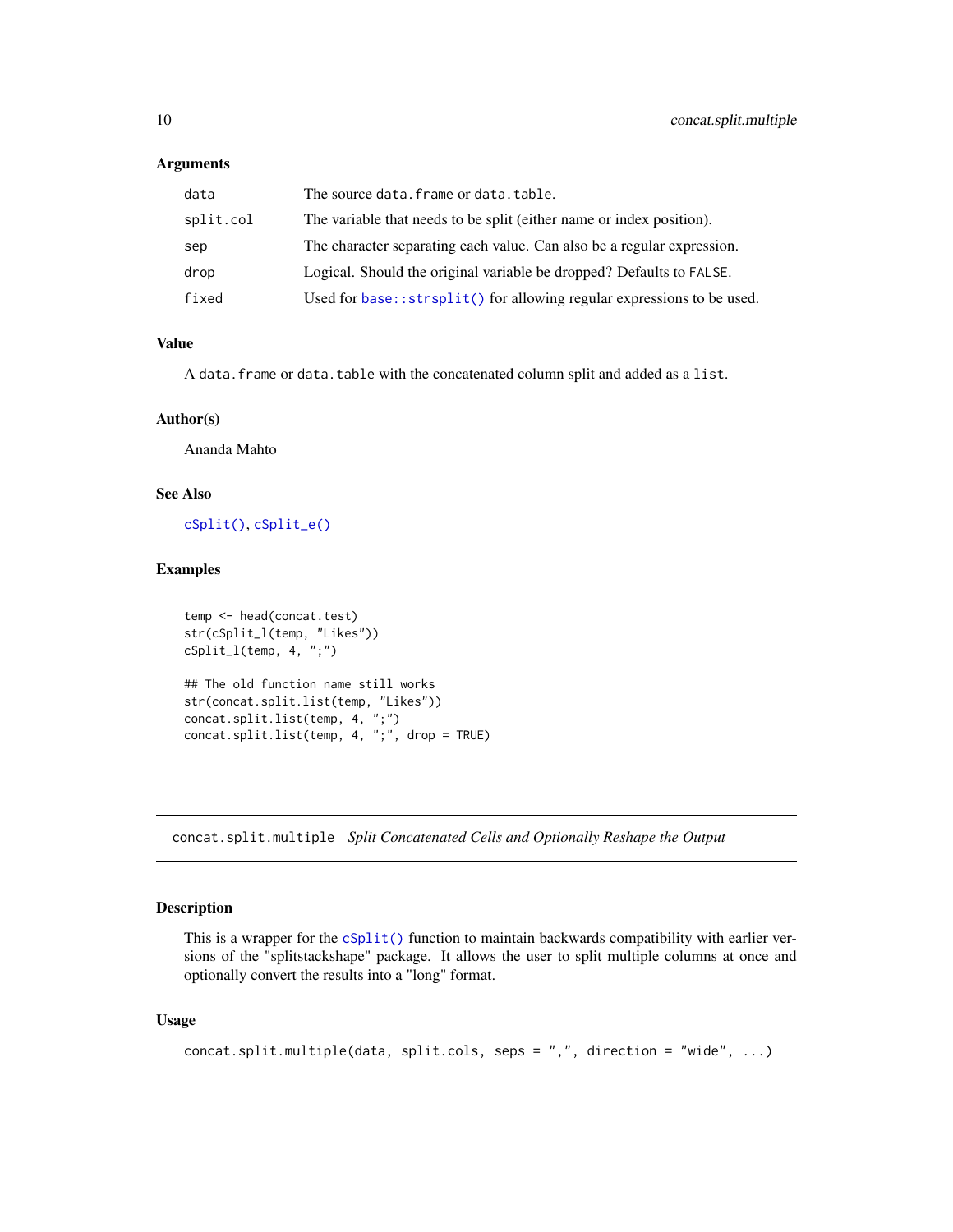### Arguments

| | |
|---|---|
| data | The source data.frame or data.table. |
| split.col | The variable that needs to be split (either name or index position). |
| sep | The character separating each value. Can also be a regular expression. |
| drop | Logical. Should the original variable be dropped? Defaults to FALSE. |
| fixed | Used for base::strsplit() for allowing regular expressions to be used. |

### Value

A data.frame or data.table with the concatenated column split and added as a list.

### Author(s)

Ananda Mahto

### See Also

cSplit(), cSplit_e()

### Examples

```
temp <- head(concat.test)
str(cSplit_l(temp, "Likes"))
cSplit_l(temp, 4, ";")

## The old function name still works
str(concat.split.list(temp, "Likes"))
concat.split.list(temp, 4, ";")
concat.split.list(temp, 4, ";", drop = TRUE)
```

---

## concat.split.multiple *Split Concatenated Cells and Optionally Reshape the Output*

### Description

This is a wrapper for the cSplit() function to maintain backwards compatibility with earlier versions of the "splitstackshape" package. It allows the user to split multiple columns at once and optionally convert the results into a "long" format.

### Usage

```
concat.split.multiple(data, split.cols, seps = ",", direction = "wide", ...)
```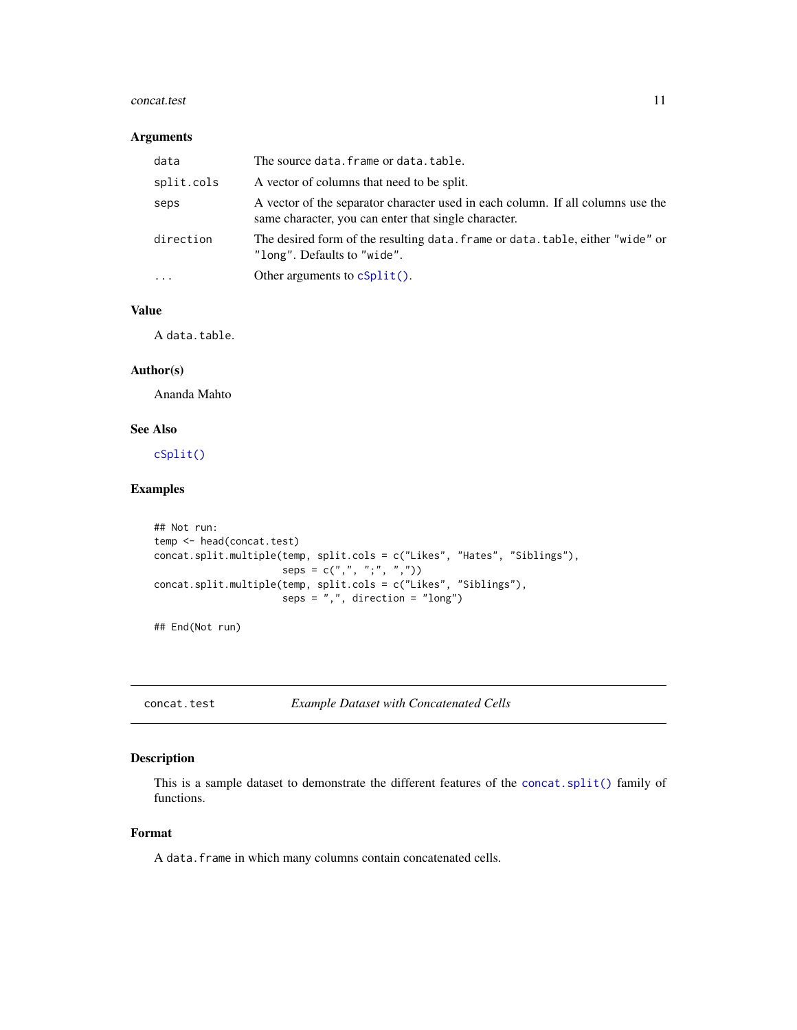### Arguments

| | |
|---|---|
| data | The source data.frame or data.table. |
| split.cols | A vector of columns that need to be split. |
| seps | A vector of the separator character used in each column. If all columns use the same character, you can enter that single character. |
| direction | The desired form of the resulting data.frame or data.table, either "wide" or "long". Defaults to "wide". |
| ... | Other arguments to cSplit(). |

### Value

A data.table.

### Author(s)

Ananda Mahto

### See Also

cSplit()

### Examples

```
## Not run:
temp <- head(concat.test)
concat.split.multiple(temp, split.cols = c("Likes", "Hates", "Siblings"),
                      seps = c(",", ";", ","))
concat.split.multiple(temp, split.cols = c("Likes", "Siblings"),
                      seps = ",", direction = "long")

## End(Not run)
```

---

## concat.test *Example Dataset with Concatenated Cells*

### Description

This is a sample dataset to demonstrate the different features of the concat.split() family of functions.

### Format

A data.frame in which many columns contain concatenated cells.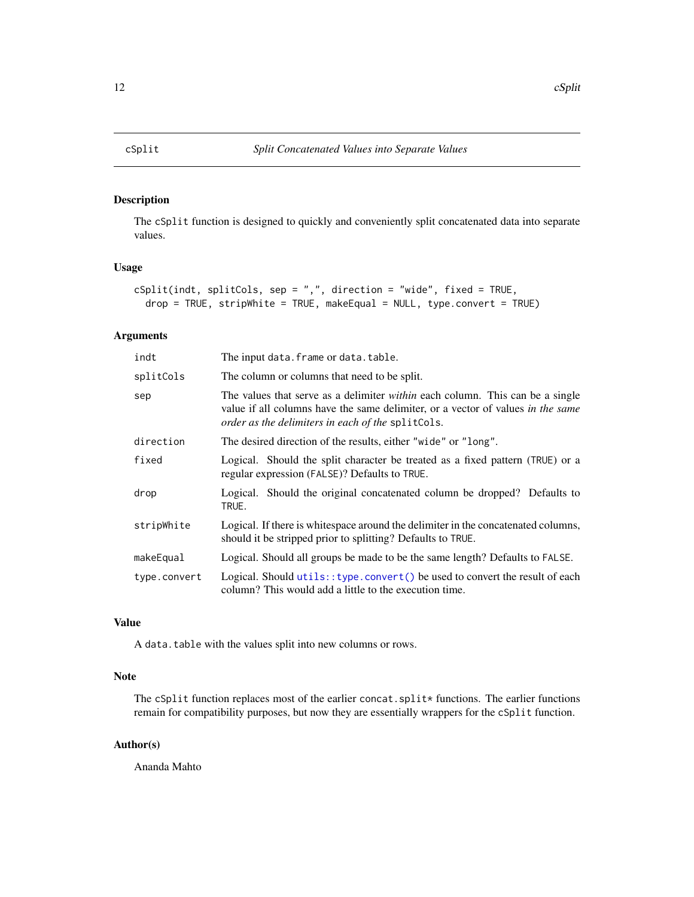# cSplit — *Split Concatenated Values into Separate Values*

## Description

The `cSplit` function is designed to quickly and conveniently split concatenated data into separate values.

## Usage

```
cSplit(indt, splitCols, sep = ",", direction = "wide", fixed = TRUE,
  drop = TRUE, stripWhite = TRUE, makeEqual = NULL, type.convert = TRUE)
```

## Arguments

| Argument | Description |
| --- | --- |
| `indt` | The input `data.frame` or `data.table`. |
| `splitCols` | The column or columns that need to be split. |
| `sep` | The values that serve as a delimiter *within* each column. This can be a single value if all columns have the same delimiter, or a vector of values *in the same order as the delimiters in each of the* `splitCols`. |
| `direction` | The desired direction of the results, either `"wide"` or `"long"`. |
| `fixed` | Logical. Should the split character be treated as a fixed pattern (`TRUE`) or a regular expression (`FALSE`)? Defaults to `TRUE`. |
| `drop` | Logical. Should the original concatenated column be dropped? Defaults to `TRUE`. |
| `stripWhite` | Logical. If there is whitespace around the delimiter in the concatenated columns, should it be stripped prior to splitting? Defaults to `TRUE`. |
| `makeEqual` | Logical. Should all groups be made to be the same length? Defaults to `FALSE`. |
| `type.convert` | Logical. Should `utils::type.convert()` be used to convert the result of each column? This would add a little to the execution time. |

## Value

A `data.table` with the values split into new columns or rows.

## Note

The `cSplit` function replaces most of the earlier `concat.split*` functions. The earlier functions remain for compatibility purposes, but now they are essentially wrappers for the `cSplit` function.

## Author(s)

Ananda Mahto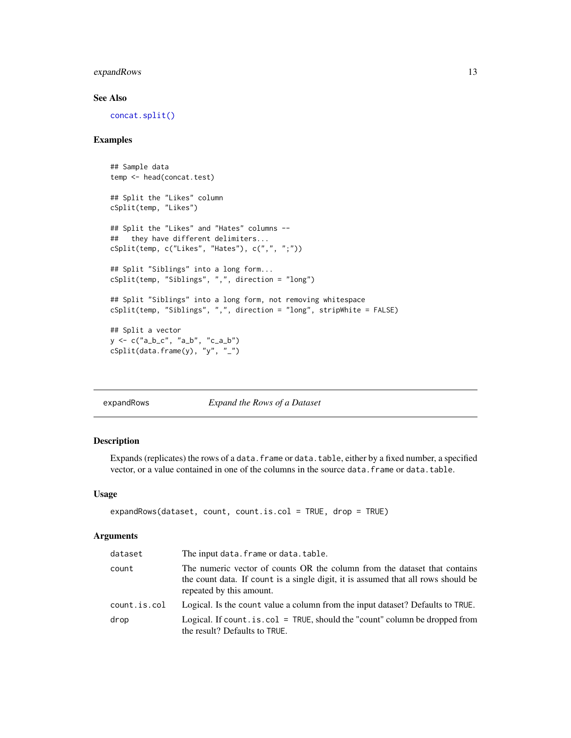## See Also

`concat.split()`

## Examples

```
## Sample data
temp <- head(concat.test)

## Split the "Likes" column
cSplit(temp, "Likes")

## Split the "Likes" and "Hates" columns --
##   they have different delimiters...
cSplit(temp, c("Likes", "Hates"), c(",", ";"))

## Split "Siblings" into a long form...
cSplit(temp, "Siblings", ",", direction = "long")

## Split "Siblings" into a long form, not removing whitespace
cSplit(temp, "Siblings", ",", direction = "long", stripWhite = FALSE)

## Split a vector
y <- c("a_b_c", "a_b", "c_a_b")
cSplit(data.frame(y), "y", "_")
```

---

# expandRows — *Expand the Rows of a Dataset*

---

## Description

Expands (replicates) the rows of a `data.frame` or `data.table`, either by a fixed number, a specified vector, or a value contained in one of the columns in the source `data.frame` or `data.table`.

## Usage

```
expandRows(dataset, count, count.is.col = TRUE, drop = TRUE)
```

## Arguments

| | |
|---|---|
| `dataset` | The input `data.frame` or `data.table`. |
| `count` | The numeric vector of counts OR the column from the dataset that contains the count data. If `count` is a single digit, it is assumed that all rows should be repeated by this amount. |
| `count.is.col` | Logical. Is the `count` value a column from the input dataset? Defaults to `TRUE`. |
| `drop` | Logical. If `count.is.col = TRUE`, should the "count" column be dropped from the result? Defaults to `TRUE`. |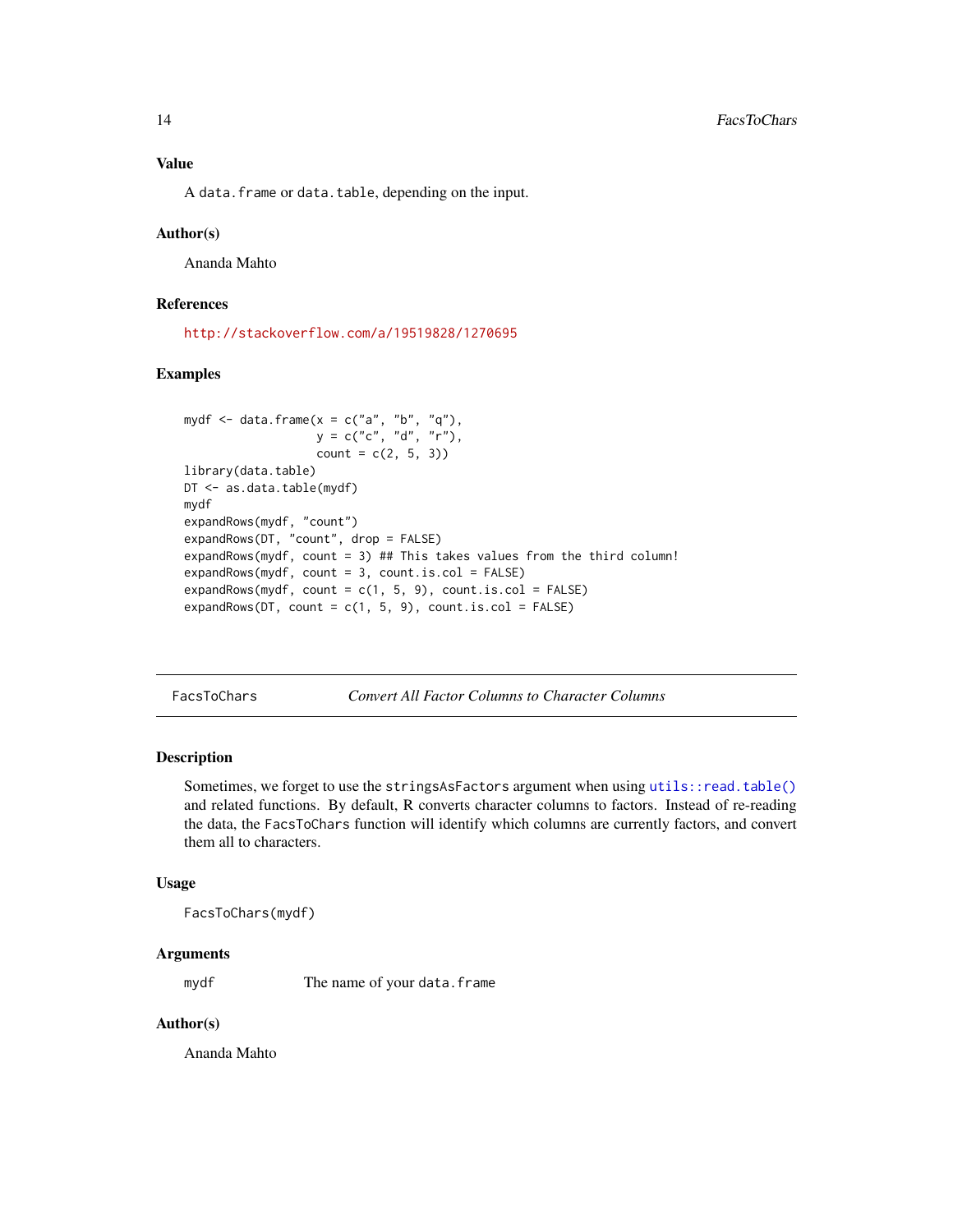### Value

A `data.frame` or `data.table`, depending on the input.

### Author(s)

Ananda Mahto

### References

http://stackoverflow.com/a/19519828/1270695

### Examples

```
mydf <- data.frame(x = c("a", "b", "q"),
                   y = c("c", "d", "r"),
                   count = c(2, 5, 3))
library(data.table)
DT <- as.data.table(mydf)
mydf
expandRows(mydf, "count")
expandRows(DT, "count", drop = FALSE)
expandRows(mydf, count = 3) ## This takes values from the third column!
expandRows(mydf, count = 3, count.is.col = FALSE)
expandRows(mydf, count = c(1, 5, 9), count.is.col = FALSE)
expandRows(DT, count = c(1, 5, 9), count.is.col = FALSE)
```

---

## FacsToChars — *Convert All Factor Columns to Character Columns*

---

### Description

Sometimes, we forget to use the `stringsAsFactors` argument when using `utils::read.table()` and related functions. By default, R converts character columns to factors. Instead of re-reading the data, the `FacsToChars` function will identify which columns are currently factors, and convert them all to characters.

### Usage

```
FacsToChars(mydf)
```

### Arguments

| | |
|---|---|
| `mydf` | The name of your `data.frame` |

### Author(s)

Ananda Mahto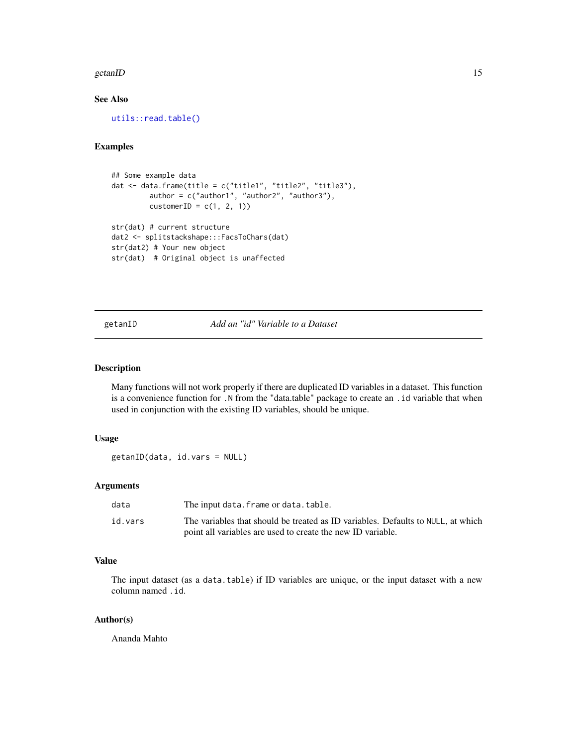### See Also

`utils::read.table()`

### Examples

```
## Some example data
dat <- data.frame(title = c("title1", "title2", "title3"),
         author = c("author1", "author2", "author3"),
         customerID = c(1, 2, 1))

str(dat) # current structure
dat2 <- splitstackshape:::FacsToChars(dat)
str(dat2) # Your new object
str(dat)  # Original object is unaffected
```

---

## getanID — *Add an "id" Variable to a Dataset*

---

### Description

Many functions will not work properly if there are duplicated ID variables in a dataset. This function is a convenience function for `.N` from the "data.table" package to create an `.id` variable that when used in conjunction with the existing ID variables, should be unique.

### Usage

```
getanID(data, id.vars = NULL)
```

### Arguments

| | |
|---|---|
| `data` | The input `data.frame` or `data.table`. |
| `id.vars` | The variables that should be treated as ID variables. Defaults to `NULL`, at which point all variables are used to create the new ID variable. |

### Value

The input dataset (as a `data.table`) if ID variables are unique, or the input dataset with a new column named `.id`.

### Author(s)

Ananda Mahto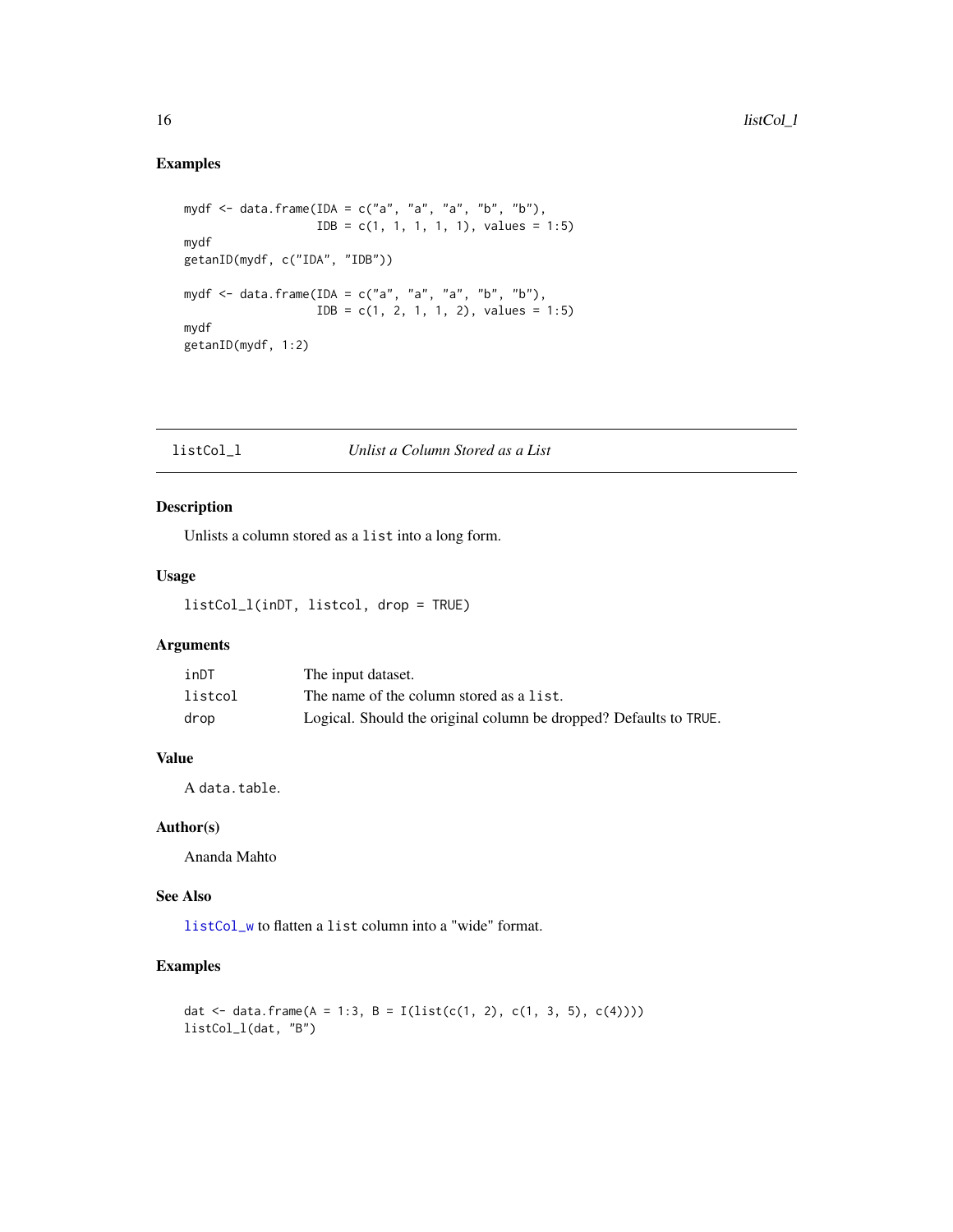## Examples

```
mydf <- data.frame(IDA = c("a", "a", "a", "b", "b"),
                   IDB = c(1, 1, 1, 1, 1), values = 1:5)
mydf
getanID(mydf, c("IDA", "IDB"))

mydf <- data.frame(IDA = c("a", "a", "a", "b", "b"),
                   IDB = c(1, 2, 1, 1, 2), values = 1:5)
mydf
getanID(mydf, 1:2)
```

---

# listCol_l — *Unlist a Column Stored as a List*

## Description

Unlists a column stored as a `list` into a long form.

## Usage

```
listCol_l(inDT, listcol, drop = TRUE)
```

## Arguments

| | |
|---|---|
| `inDT` | The input dataset. |
| `listcol` | The name of the column stored as a `list`. |
| `drop` | Logical. Should the original column be dropped? Defaults to `TRUE`. |

## Value

A `data.table`.

## Author(s)

Ananda Mahto

## See Also

`listCol_w` to flatten a `list` column into a "wide" format.

## Examples

```
dat <- data.frame(A = 1:3, B = I(list(c(1, 2), c(1, 3, 5), c(4))))
listCol_l(dat, "B")
```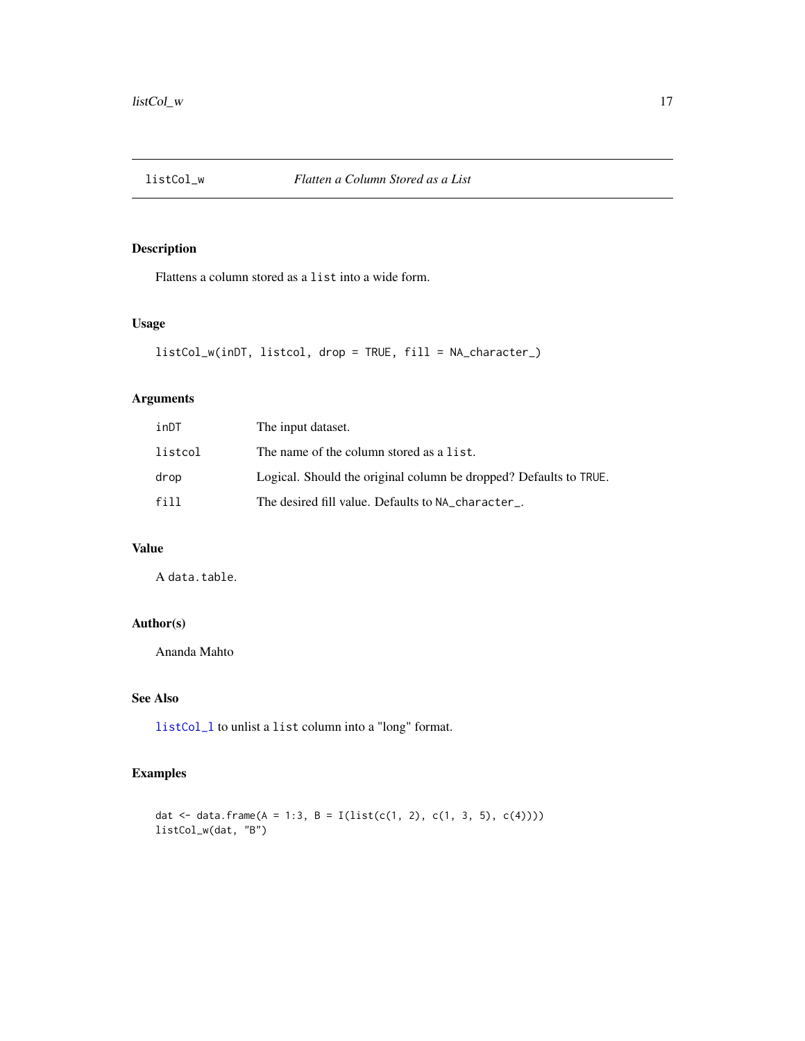# listCol_w — *Flatten a Column Stored as a List*

## Description

Flattens a column stored as a `list` into a wide form.

## Usage

```
listCol_w(inDT, listcol, drop = TRUE, fill = NA_character_)
```

## Arguments

| | |
|---|---|
| `inDT` | The input dataset. |
| `listcol` | The name of the column stored as a `list`. |
| `drop` | Logical. Should the original column be dropped? Defaults to `TRUE`. |
| `fill` | The desired fill value. Defaults to `NA_character_`. |

## Value

A `data.table`.

## Author(s)

Ananda Mahto

## See Also

`listCol_l` to unlist a `list` column into a "long" format.

## Examples

```
dat <- data.frame(A = 1:3, B = I(list(c(1, 2), c(1, 3, 5), c(4))))
listCol_w(dat, "B")
```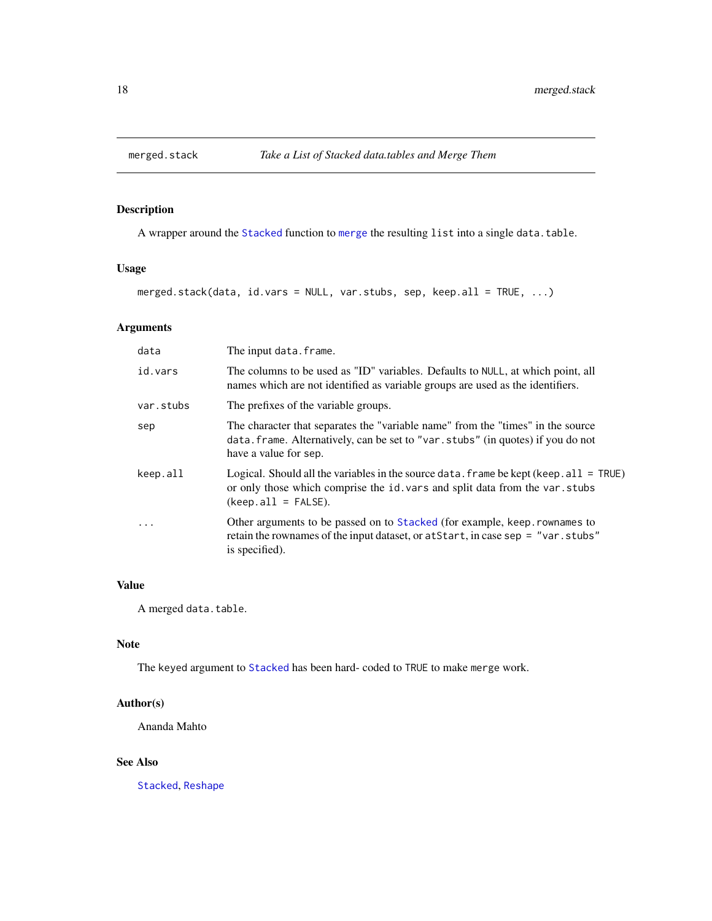# merged.stack — *Take a List of Stacked data.tables and Merge Them*

## Description

A wrapper around the `Stacked` function to `merge` the resulting `list` into a single `data.table`.

## Usage

```
merged.stack(data, id.vars = NULL, var.stubs, sep, keep.all = TRUE, ...)
```

## Arguments

| | |
|---|---|
| `data` | The input `data.frame`. |
| `id.vars` | The columns to be used as "ID" variables. Defaults to `NULL`, at which point, all names which are not identified as variable groups are used as the identifiers. |
| `var.stubs` | The prefixes of the variable groups. |
| `sep` | The character that separates the "variable name" from the "times" in the source `data.frame`. Alternatively, can be set to `"var.stubs"` (in quotes) if you do not have a value for `sep`. |
| `keep.all` | Logical. Should all the variables in the source `data.frame` be kept (`keep.all = TRUE`) or only those which comprise the `id.vars` and split data from the `var.stubs` (`keep.all = FALSE`). |
| `...` | Other arguments to be passed on to `Stacked` (for example, `keep.rownames` to retain the rownames of the input dataset, or `atStart`, in case `sep = "var.stubs"` is specified). |

## Value

A merged `data.table`.

## Note

The `keyed` argument to `Stacked` has been hard- coded to `TRUE` to make `merge` work.

## Author(s)

Ananda Mahto

## See Also

`Stacked`, `Reshape`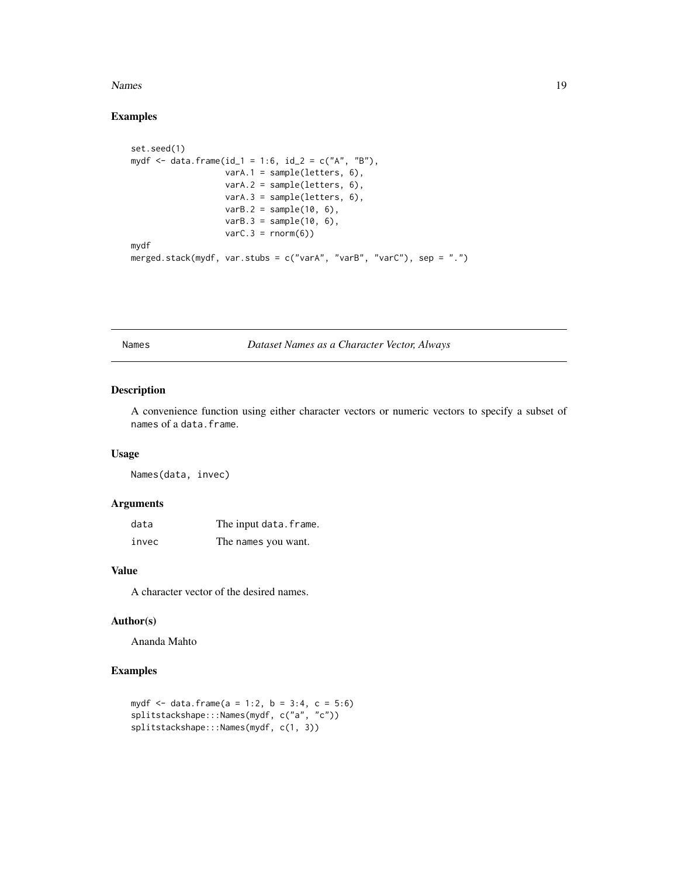## Examples

```
set.seed(1)
mydf <- data.frame(id_1 = 1:6, id_2 = c("A", "B"),
                   varA.1 = sample(letters, 6),
                   varA.2 = sample(letters, 6),
                   varA.3 = sample(letters, 6),
                   varB.2 = sample(10, 6),
                   varB.3 = sample(10, 6),
                   varC.3 = rnorm(6))
mydf
merged.stack(mydf, var.stubs = c("varA", "varB", "varC"), sep = ".")
```

---

# Names — *Dataset Names as a Character Vector, Always*

## Description

A convenience function using either character vectors or numeric vectors to specify a subset of names of a data.frame.

## Usage

```
Names(data, invec)
```

## Arguments

| | |
|---|---|
| data | The input data.frame. |
| invec | The names you want. |

## Value

A character vector of the desired names.

## Author(s)

Ananda Mahto

## Examples

```
mydf <- data.frame(a = 1:2, b = 3:4, c = 5:6)
splitstackshape:::Names(mydf, c("a", "c"))
splitstackshape:::Names(mydf, c(1, 3))
```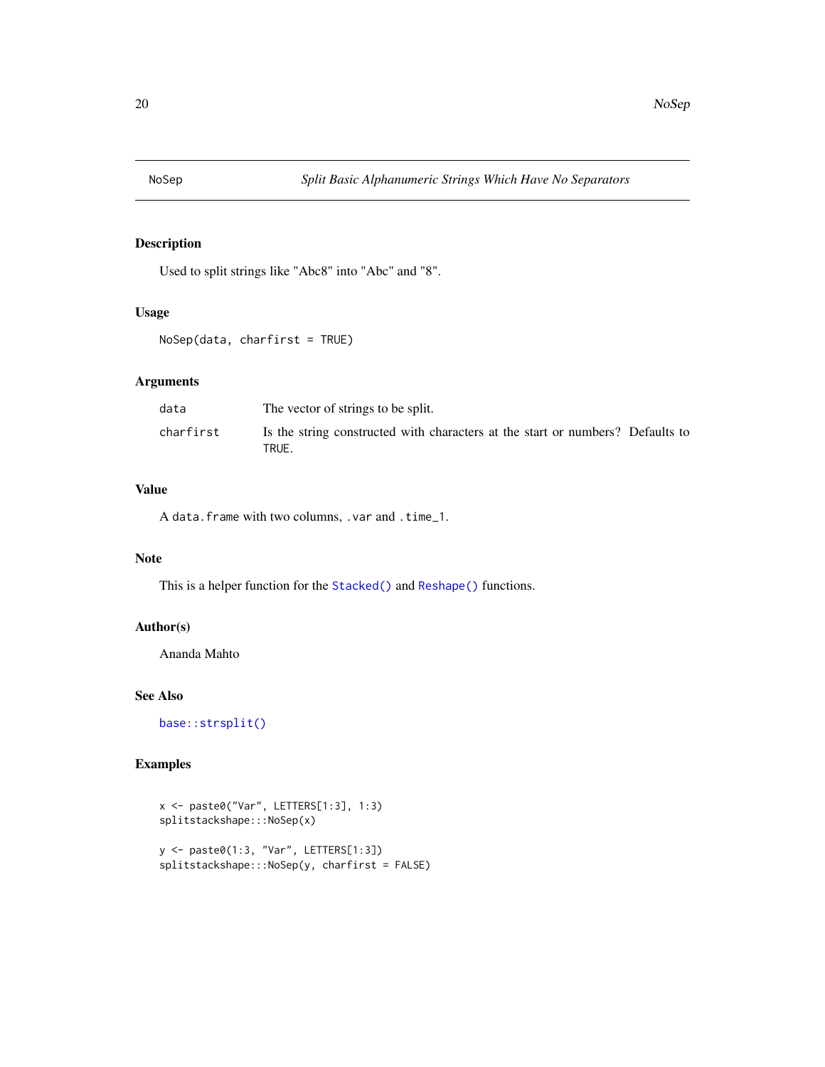# NoSep — *Split Basic Alphanumeric Strings Which Have No Separators*

## Description

Used to split strings like "Abc8" into "Abc" and "8".

## Usage

```
NoSep(data, charfirst = TRUE)
```

## Arguments

| | |
|---|---|
| `data` | The vector of strings to be split. |
| `charfirst` | Is the string constructed with characters at the start or numbers? Defaults to `TRUE`. |

## Value

A `data.frame` with two columns, `.var` and `.time_1`.

## Note

This is a helper function for the `Stacked()` and `Reshape()` functions.

## Author(s)

Ananda Mahto

## See Also

`base::strsplit()`

## Examples

```
x <- paste0("Var", LETTERS[1:3], 1:3)
splitstackshape:::NoSep(x)

y <- paste0(1:3, "Var", LETTERS[1:3])
splitstackshape:::NoSep(y, charfirst = FALSE)
```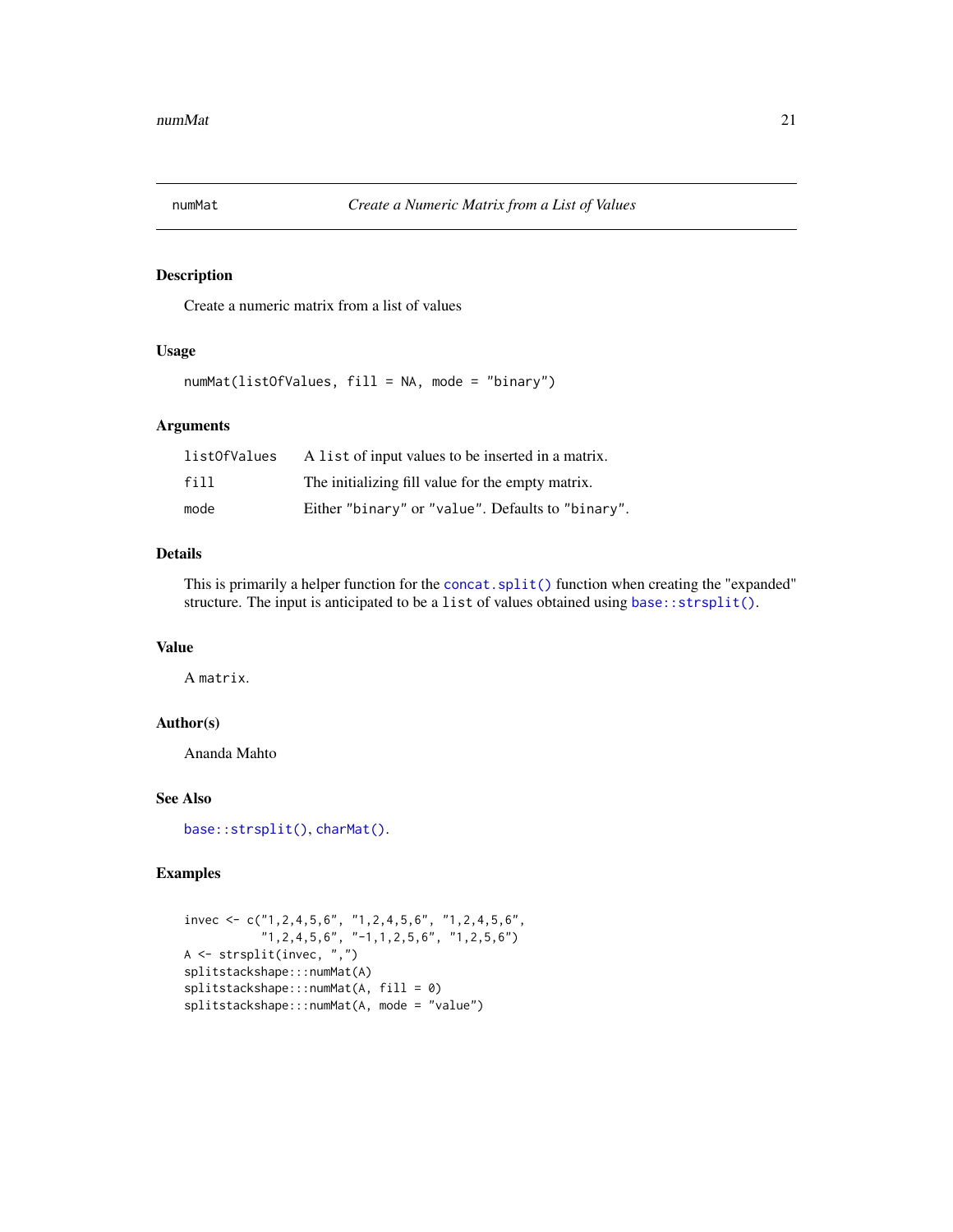# numMat — *Create a Numeric Matrix from a List of Values*

## Description

Create a numeric matrix from a list of values

## Usage

```
numMat(listOfValues, fill = NA, mode = "binary")
```

## Arguments

| | |
|---|---|
| `listOfValues` | A `list` of input values to be inserted in a matrix. |
| `fill` | The initializing fill value for the empty matrix. |
| `mode` | Either `"binary"` or `"value"`. Defaults to `"binary"`. |

## Details

This is primarily a helper function for the `concat.split()` function when creating the "expanded" structure. The input is anticipated to be a `list` of values obtained using `base::strsplit()`.

## Value

A `matrix`.

## Author(s)

Ananda Mahto

## See Also

`base::strsplit()`, `charMat()`.

## Examples

```
invec <- c("1,2,4,5,6", "1,2,4,5,6", "1,2,4,5,6",
           "1,2,4,5,6", "-1,1,2,5,6", "1,2,5,6")
A <- strsplit(invec, ",")
splitstackshape:::numMat(A)
splitstackshape:::numMat(A, fill = 0)
splitstackshape:::numMat(A, mode = "value")
```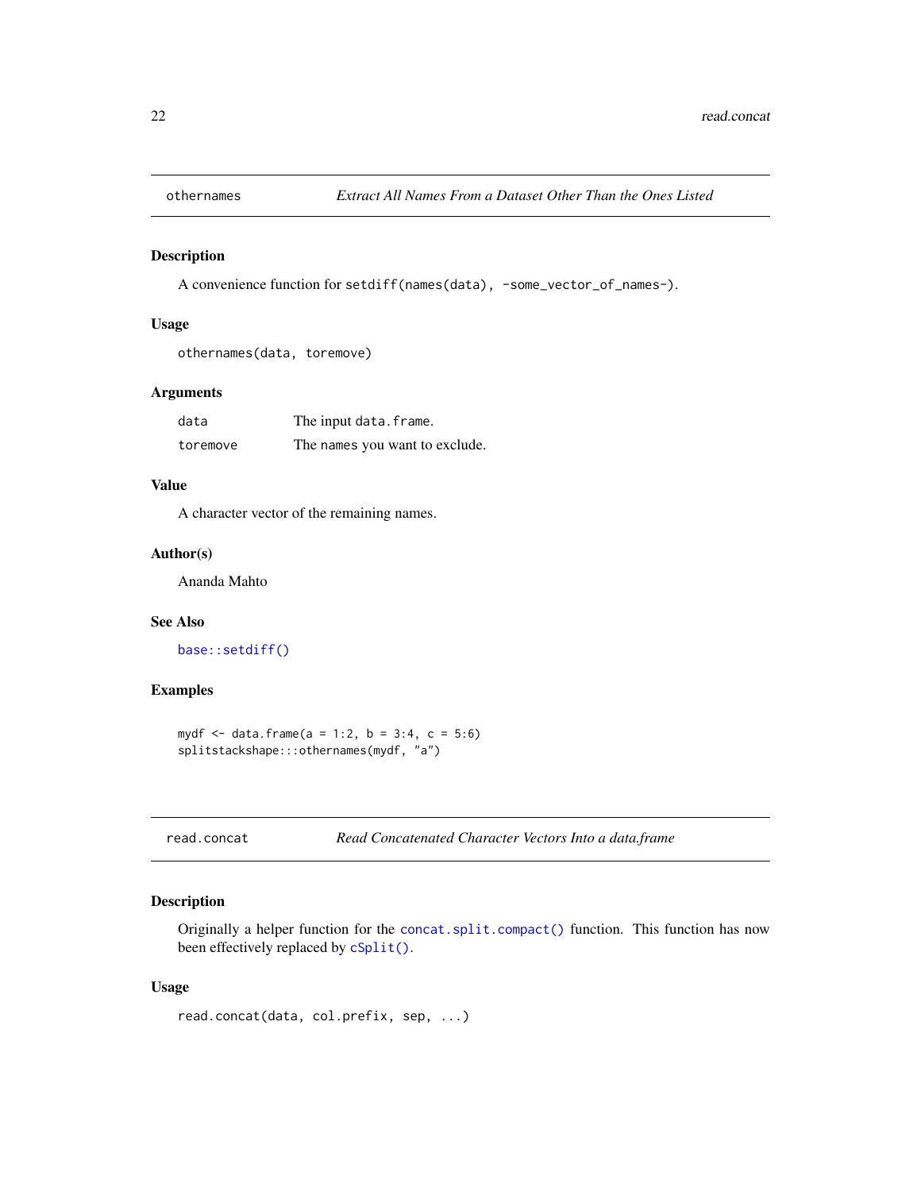## othernames — *Extract All Names From a Dataset Other Than the Ones Listed*

### Description

A convenience function for `setdiff(names(data), -some_vector_of_names-)`.

### Usage

```
othernames(data, toremove)
```

### Arguments

| | |
|---|---|
| `data` | The input `data.frame`. |
| `toremove` | The names you want to exclude. |

### Value

A character vector of the remaining names.

### Author(s)

Ananda Mahto

### See Also

`base::setdiff()`

### Examples

```
mydf <- data.frame(a = 1:2, b = 3:4, c = 5:6)
splitstackshape:::othernames(mydf, "a")
```

## read.concat — *Read Concatenated Character Vectors Into a data.frame*

### Description

Originally a helper function for the `concat.split.compact()` function. This function has now been effectively replaced by `cSplit()`.

### Usage

```
read.concat(data, col.prefix, sep, ...)
```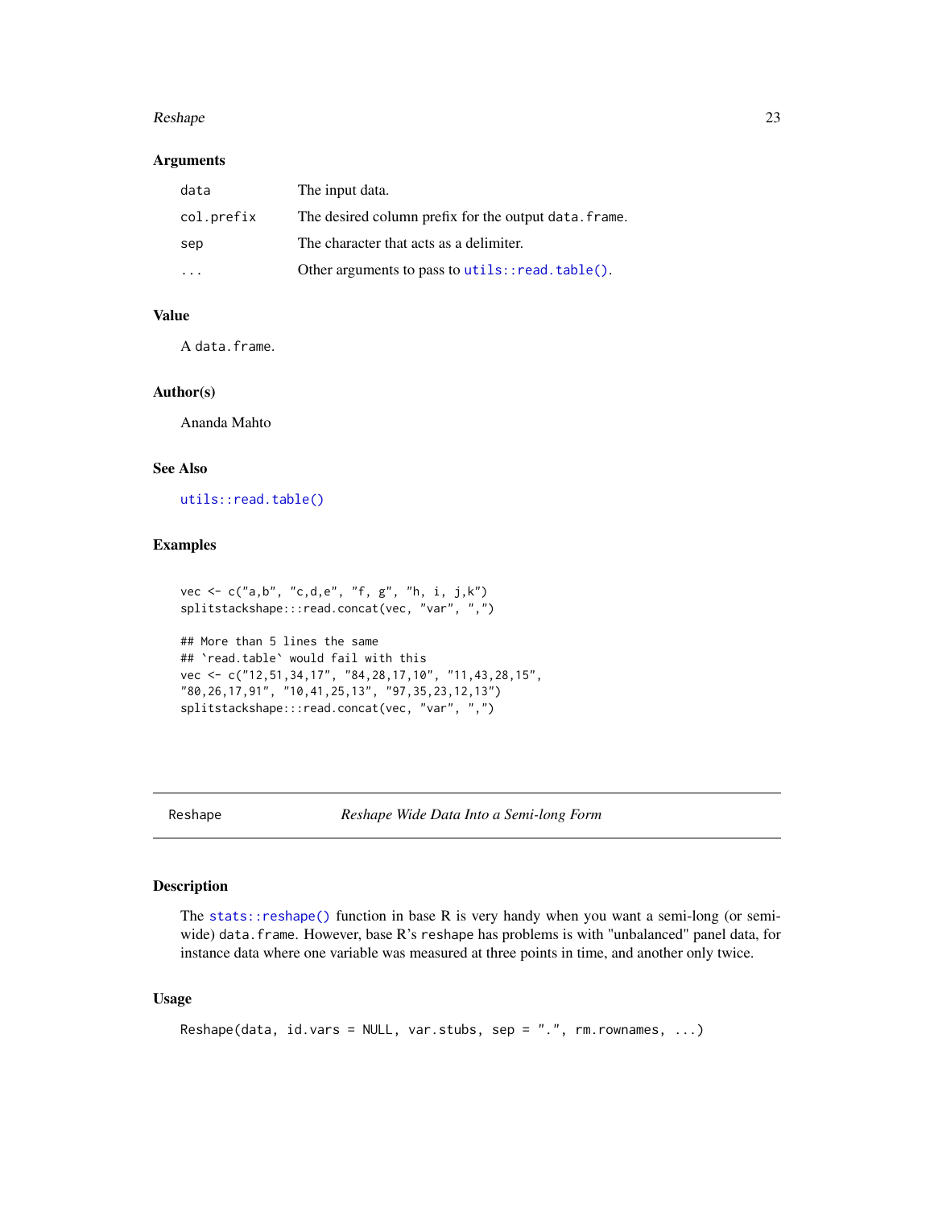### Arguments

| | |
|---|---|
| `data` | The input data. |
| `col.prefix` | The desired column prefix for the output `data.frame`. |
| `sep` | The character that acts as a delimiter. |
| `...` | Other arguments to pass to `utils::read.table()`. |

### Value

A `data.frame`.

### Author(s)

Ananda Mahto

### See Also

`utils::read.table()`

### Examples

```
vec <- c("a,b", "c,d,e", "f, g", "h, i, j,k")
splitstackshape:::read.concat(vec, "var", ",")

## More than 5 lines the same
## `read.table` would fail with this
vec <- c("12,51,34,17", "84,28,17,10", "11,43,28,15",
"80,26,17,91", "10,41,25,13", "97,35,23,12,13")
splitstackshape:::read.concat(vec, "var", ",")
```

---

## Reshape — *Reshape Wide Data Into a Semi-long Form*

---

### Description

The `stats::reshape()` function in base R is very handy when you want a semi-long (or semi-wide) `data.frame`. However, base R's `reshape` has problems is with "unbalanced" panel data, for instance data where one variable was measured at three points in time, and another only twice.

### Usage

```
Reshape(data, id.vars = NULL, var.stubs, sep = ".", rm.rownames, ...)
```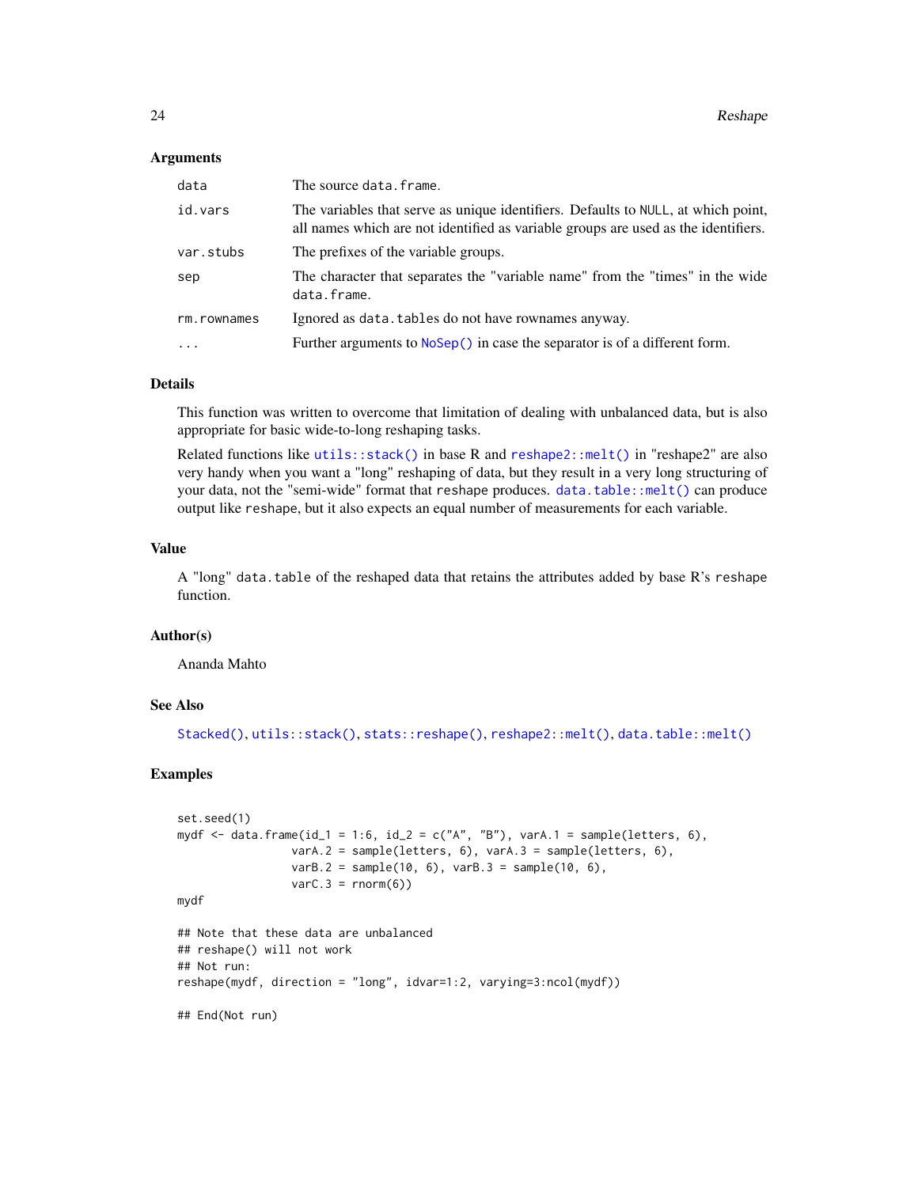### Arguments

| | |
|---|---|
| data | The source data.frame. |
| id.vars | The variables that serve as unique identifiers. Defaults to NULL, at which point, all names which are not identified as variable groups are used as the identifiers. |
| var.stubs | The prefixes of the variable groups. |
| sep | The character that separates the "variable name" from the "times" in the wide data.frame. |
| rm.rownames | Ignored as data.tables do not have rownames anyway. |
| ... | Further arguments to NoSep() in case the separator is of a different form. |

### Details

This function was written to overcome that limitation of dealing with unbalanced data, but is also appropriate for basic wide-to-long reshaping tasks.

Related functions like utils::stack() in base R and reshape2::melt() in "reshape2" are also very handy when you want a "long" reshaping of data, but they result in a very long structuring of your data, not the "semi-wide" format that reshape produces. data.table::melt() can produce output like reshape, but it also expects an equal number of measurements for each variable.

### Value

A "long" data.table of the reshaped data that retains the attributes added by base R's reshape function.

### Author(s)

Ananda Mahto

### See Also

Stacked(), utils::stack(), stats::reshape(), reshape2::melt(), data.table::melt()

### Examples

```
set.seed(1)
mydf <- data.frame(id_1 = 1:6, id_2 = c("A", "B"), varA.1 = sample(letters, 6),
                 varA.2 = sample(letters, 6), varA.3 = sample(letters, 6),
                 varB.2 = sample(10, 6), varB.3 = sample(10, 6),
                 varC.3 = rnorm(6))
mydf

## Note that these data are unbalanced
## reshape() will not work
## Not run:
reshape(mydf, direction = "long", idvar=1:2, varying=3:ncol(mydf))

## End(Not run)
```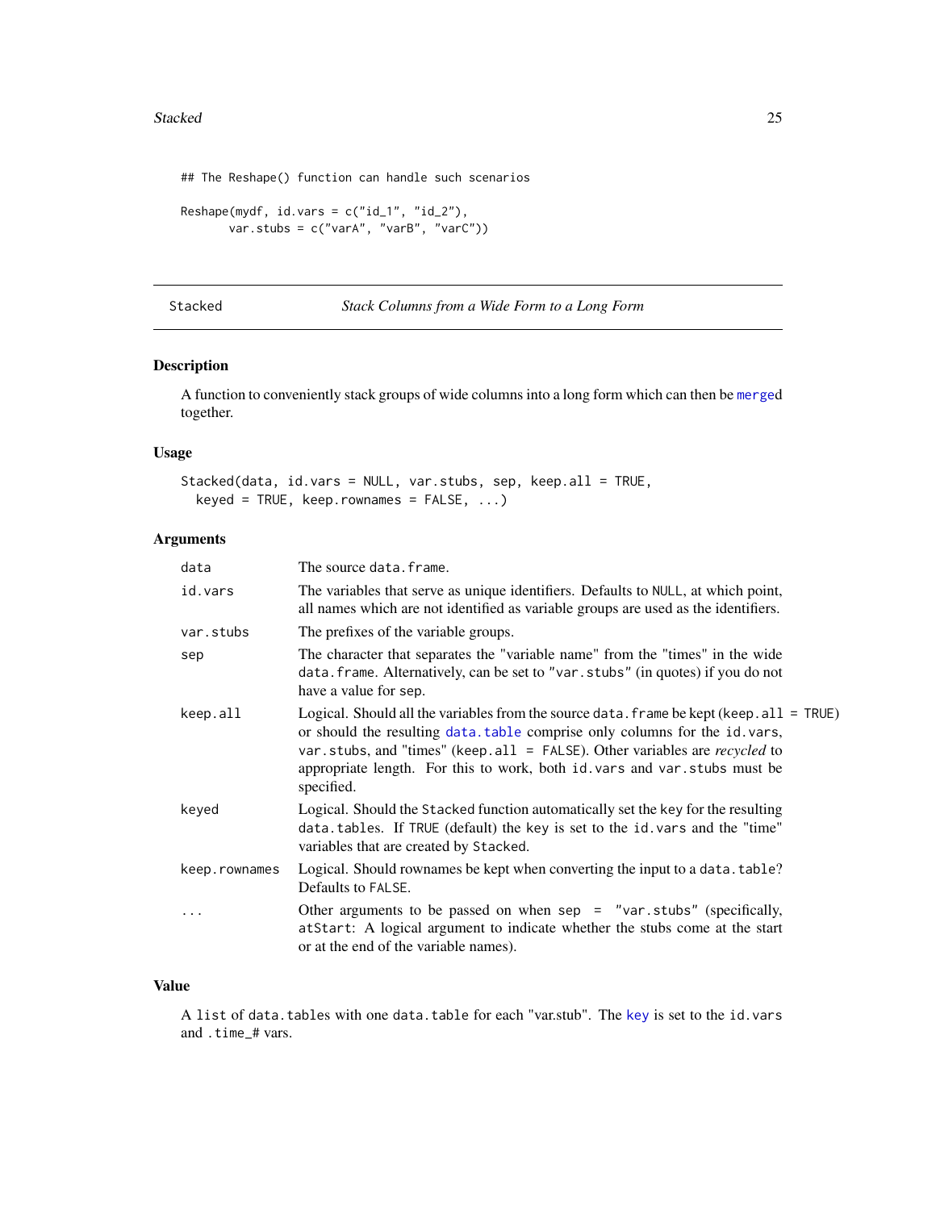```
## The Reshape() function can handle such scenarios

Reshape(mydf, id.vars = c("id_1", "id_2"),
        var.stubs = c("varA", "varB", "varC"))
```

## Stacked — *Stack Columns from a Wide Form to a Long Form*

### Description

A function to conveniently stack groups of wide columns into a long form which can then be merged together.

### Usage

```
Stacked(data, id.vars = NULL, var.stubs, sep, keep.all = TRUE,
  keyed = TRUE, keep.rownames = FALSE, ...)
```

### Arguments

| Argument | Description |
|---|---|
| `data` | The source `data.frame`. |
| `id.vars` | The variables that serve as unique identifiers. Defaults to `NULL`, at which point, all names which are not identified as variable groups are used as the identifiers. |
| `var.stubs` | The prefixes of the variable groups. |
| `sep` | The character that separates the "variable name" from the "times" in the wide `data.frame`. Alternatively, can be set to `"var.stubs"` (in quotes) if you do not have a value for `sep`. |
| `keep.all` | Logical. Should all the variables from the source `data.frame` be kept (`keep.all = TRUE`) or should the resulting `data.table` comprise only columns for the `id.vars`, `var.stubs`, and "times" (`keep.all = FALSE`). Other variables are *recycled* to appropriate length. For this to work, both `id.vars` and `var.stubs` must be specified. |
| `keyed` | Logical. Should the `Stacked` function automatically set the key for the resulting `data.tables`. If `TRUE` (default) the key is set to the `id.vars` and the "time" variables that are created by `Stacked`. |
| `keep.rownames` | Logical. Should rownames be kept when converting the input to a `data.table`? Defaults to `FALSE`. |
| `...` | Other arguments to be passed on when `sep = "var.stubs"` (specifically, `atStart`: A logical argument to indicate whether the stubs come at the start or at the end of the variable names). |

### Value

A `list` of `data.tables` with one `data.table` for each "var.stub". The key is set to the `id.vars` and `.time_#` vars.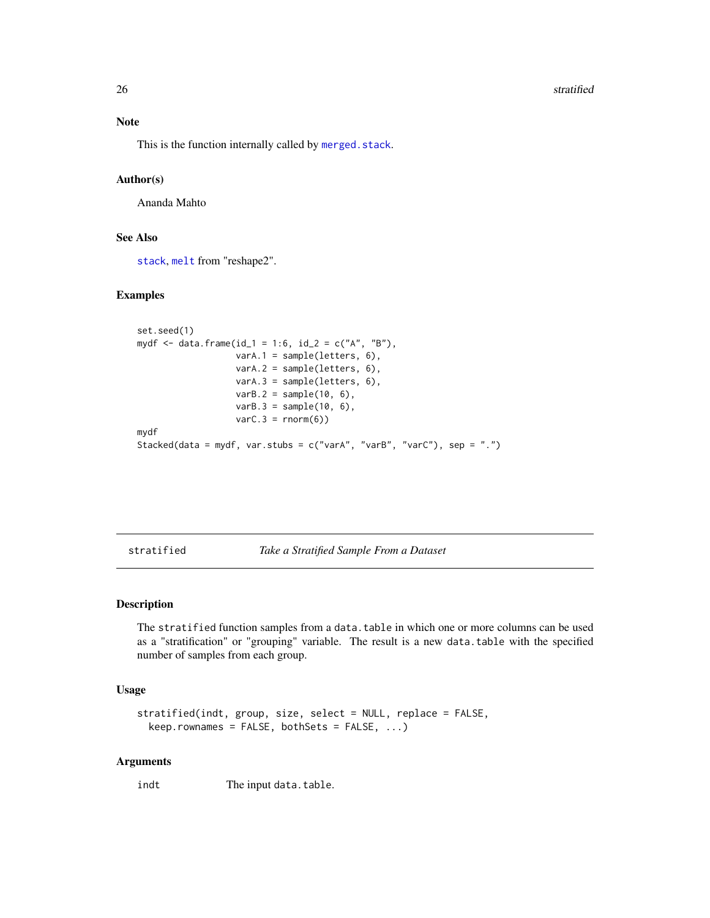## Note

This is the function internally called by `merged.stack`.

## Author(s)

Ananda Mahto

## See Also

`stack`, `melt` from "reshape2".

## Examples

```
set.seed(1)
mydf <- data.frame(id_1 = 1:6, id_2 = c("A", "B"),
                   varA.1 = sample(letters, 6),
                   varA.2 = sample(letters, 6),
                   varA.3 = sample(letters, 6),
                   varB.2 = sample(10, 6),
                   varB.3 = sample(10, 6),
                   varC.3 = rnorm(6))
mydf
Stacked(data = mydf, var.stubs = c("varA", "varB", "varC"), sep = ".")
```

---

# stratified — *Take a Stratified Sample From a Dataset*

## Description

The `stratified` function samples from a `data.table` in which one or more columns can be used as a "stratification" or "grouping" variable. The result is a new `data.table` with the specified number of samples from each group.

## Usage

```
stratified(indt, group, size, select = NULL, replace = FALSE,
  keep.rownames = FALSE, bothSets = FALSE, ...)
```

## Arguments

| | |
|---|---|
| indt | The input `data.table`. |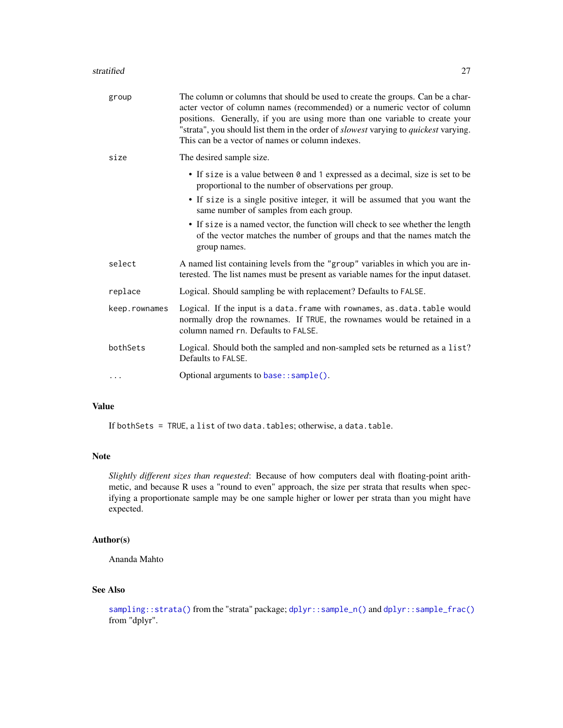| | |
|---|---|
| `group` | The column or columns that should be used to create the groups. Can be a character vector of column names (recommended) or a numeric vector of column positions. Generally, if you are using more than one variable to create your "strata", you should list them in the order of *slowest* varying to *quickest* varying. This can be a vector of names or column indexes. |
| `size` | The desired sample size.<br>• If `size` is a value between `0` and `1` expressed as a decimal, size is set to be proportional to the number of observations per group.<br>• If `size` is a single positive integer, it will be assumed that you want the same number of samples from each group.<br>• If `size` is a named vector, the function will check to see whether the length of the vector matches the number of groups and that the names match the group names. |
| `select` | A named list containing levels from the `"group"` variables in which you are interested. The list names must be present as variable names for the input dataset. |
| `replace` | Logical. Should sampling be with replacement? Defaults to `FALSE`. |
| `keep.rownames` | Logical. If the input is a `data.frame` with `rownames`, `as.data.table` would normally drop the rownames. If `TRUE`, the rownames would be retained in a column named `rn`. Defaults to `FALSE`. |
| `bothSets` | Logical. Should both the sampled and non-sampled sets be returned as a `list`? Defaults to `FALSE`. |
| `...` | Optional arguments to `base::sample()`. |

## Value

If `bothSets = TRUE`, a `list` of two `data.tables`; otherwise, a `data.table`.

## Note

*Slightly different sizes than requested*: Because of how computers deal with floating-point arithmetic, and because R uses a "round to even" approach, the size per strata that results when specifying a proportionate sample may be one sample higher or lower per strata than you might have expected.

## Author(s)

Ananda Mahto

## See Also

`sampling::strata()` from the "strata" package; `dplyr::sample_n()` and `dplyr::sample_frac()` from "dplyr".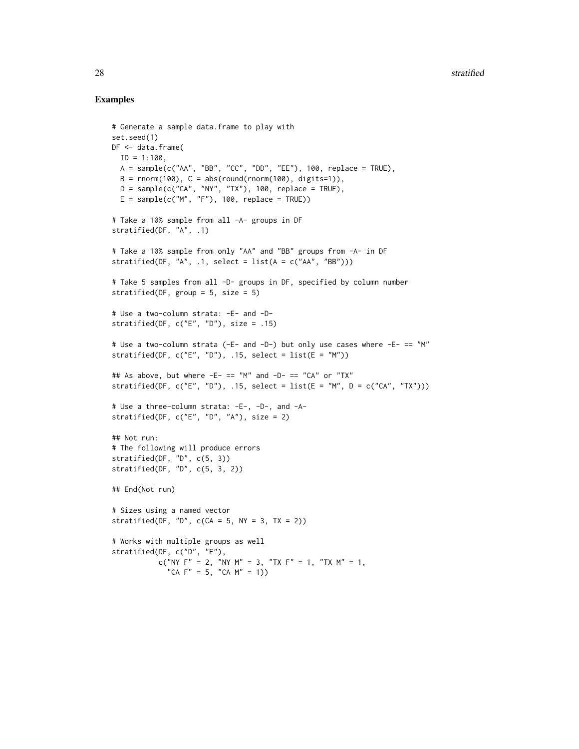## Examples

```
# Generate a sample data.frame to play with
set.seed(1)
DF <- data.frame(
  ID = 1:100,
  A = sample(c("AA", "BB", "CC", "DD", "EE"), 100, replace = TRUE),
  B = rnorm(100), C = abs(round(rnorm(100), digits=1)),
  D = sample(c("CA", "NY", "TX"), 100, replace = TRUE),
  E = sample(c("M", "F"), 100, replace = TRUE))

# Take a 10% sample from all -A- groups in DF
stratified(DF, "A", .1)

# Take a 10% sample from only "AA" and "BB" groups from -A- in DF
stratified(DF, "A", .1, select = list(A = c("AA", "BB")))

# Take 5 samples from all -D- groups in DF, specified by column number
stratified(DF, group = 5, size = 5)

# Use a two-column strata: -E- and -D-
stratified(DF, c("E", "D"), size = .15)

# Use a two-column strata (-E- and -D-) but only use cases where -E- == "M"
stratified(DF, c("E", "D"), .15, select = list(E = "M"))

## As above, but where -E- == "M" and -D- == "CA" or "TX"
stratified(DF, c("E", "D"), .15, select = list(E = "M", D = c("CA", "TX")))

# Use a three-column strata: -E-, -D-, and -A-
stratified(DF, c("E", "D", "A"), size = 2)

## Not run:
# The following will produce errors
stratified(DF, "D", c(5, 3))
stratified(DF, "D", c(5, 3, 2))

## End(Not run)

# Sizes using a named vector
stratified(DF, "D", c(CA = 5, NY = 3, TX = 2))

# Works with multiple groups as well
stratified(DF, c("D", "E"),
           c("NY F" = 2, "NY M" = 3, "TX F" = 1, "TX M" = 1,
             "CA F" = 5, "CA M" = 1))
```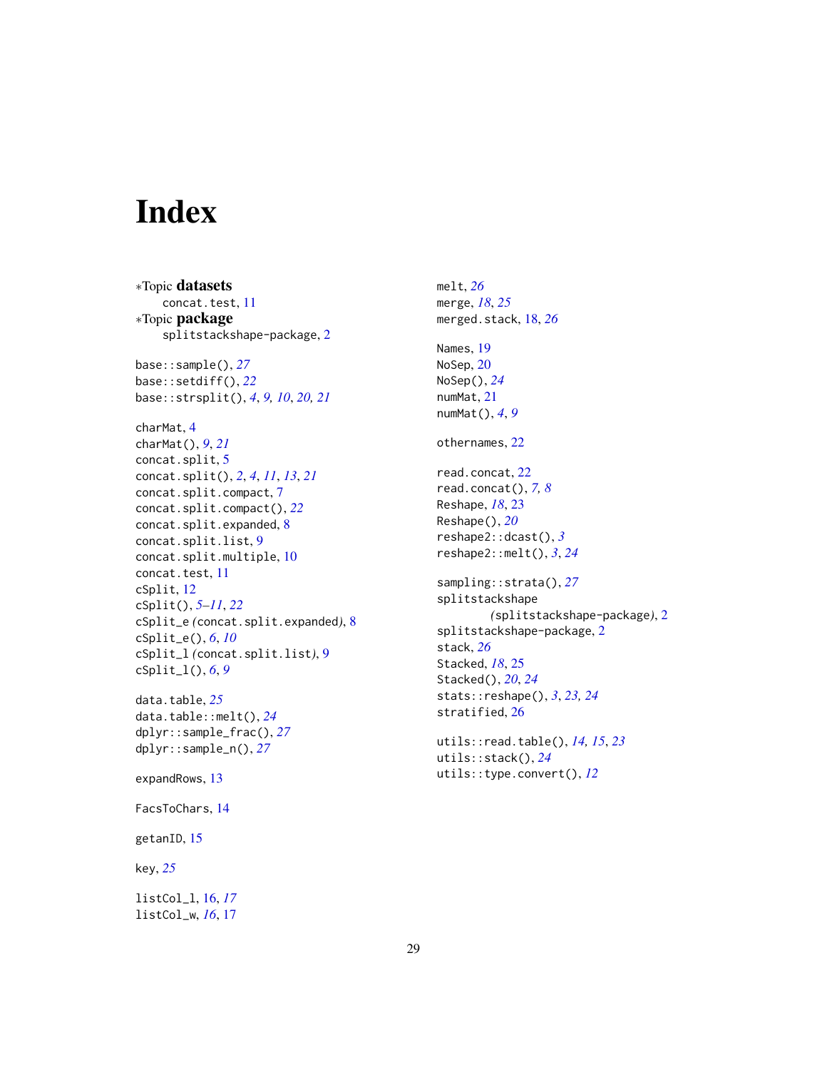# Index

*Topic **datasets**
  concat.test, 11
*Topic **package**
  splitstackshape-package, 2

base::sample(), 27
base::setdiff(), 22
base::strsplit(), 4, 9, 10, 20, 21

charMat, 4
charMat(), 9, 21
concat.split, 5
concat.split(), 2, 4, 11, 13, 21
concat.split.compact, 7
concat.split.compact(), 22
concat.split.expanded, 8
concat.split.list, 9
concat.split.multiple, 10
concat.test, 11
cSplit, 12
cSplit(), 5–11, 22
cSplit_e (concat.split.expanded), 8
cSplit_e(), 6, 10
cSplit_l (concat.split.list), 9
cSplit_l(), 6, 9

data.table, 25
data.table::melt(), 24
dplyr::sample_frac(), 27
dplyr::sample_n(), 27

expandRows, 13

FacsToChars, 14

getanID, 15

key, 25

listCol_l, 16, 17
listCol_w, 16, 17

melt, 26
merge, 18, 25
merged.stack, 18, 26

Names, 19
NoSep, 20
NoSep(), 24
numMat, 21
numMat(), 4, 9

othernames, 22

read.concat, 22
read.concat(), 7, 8
Reshape, 18, 23
Reshape(), 20
reshape2::dcast(), 3
reshape2::melt(), 3, 24

sampling::strata(), 27
splitstackshape
  (splitstackshape-package), 2
splitstackshape-package, 2
stack, 26
Stacked, 18, 25
Stacked(), 20, 24
stats::reshape(), 3, 23, 24
stratified, 26

utils::read.table(), 14, 15, 23
utils::stack(), 24
utils::type.convert(), 12